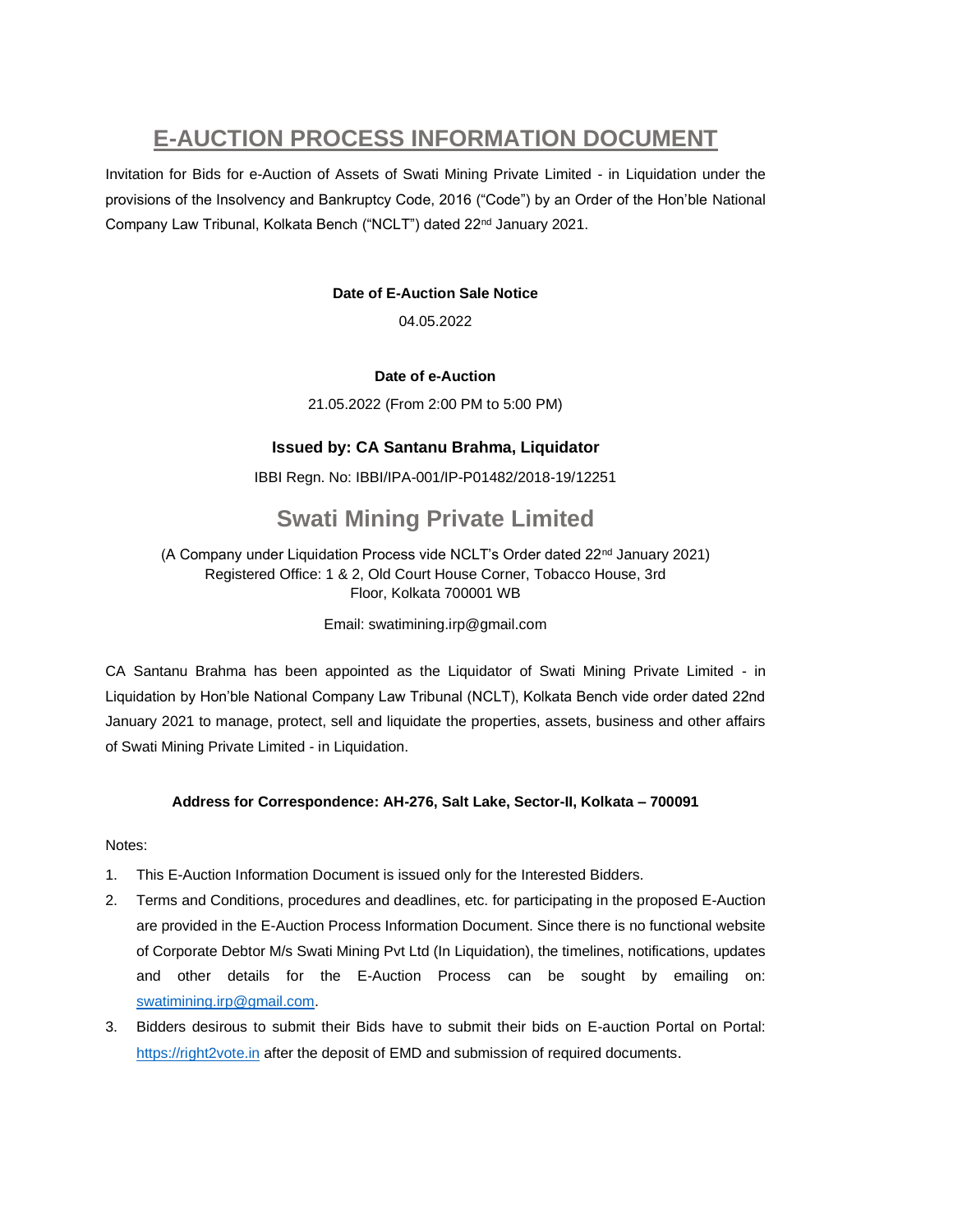# E-AUCTION PROCESS INFORMATION DOCUMENT

Invitation for Bids for e-Auction of Assets of Swati Mining Private Limited - in Liquidation under the provisions of the Insolvency and Bankruptcy Code, 2016 ("Code") by an Order of the Hon'ble National Company Law Tribunal, Kolkata Bench ("NCLT") dated 22nd January 2021.

**Date of E-Auction Sale Notice**

04.05.2022

**Date of e-Auction**

21.05.2022 (From 2:00 PM to 5:00 PM)

### Issued by: CA Santanu Brahma, Liquidator

IBBI Regn. No: IBBI/IPA-001/IP-P01482/2018-19/12251

## Swati Mining Private Limited

(A Company under Liquidation Process vide NCLT's Order dated 22nd January 2021)
Registered Office: 1 & 2, Old Court House Corner, Tobacco House, 3rd Floor, Kolkata 700001 WB

Email: swatimining.irp@gmail.com

CA Santanu Brahma has been appointed as the Liquidator of Swati Mining Private Limited - in Liquidation by Hon'ble National Company Law Tribunal (NCLT), Kolkata Bench vide order dated 22nd January 2021 to manage, protect, sell and liquidate the properties, assets, business and other affairs of Swati Mining Private Limited - in Liquidation.

**Address for Correspondence: AH-276, Salt Lake, Sector-II, Kolkata – 700091**

Notes:

1. This E-Auction Information Document is issued only for the Interested Bidders.
2. Terms and Conditions, procedures and deadlines, etc. for participating in the proposed E-Auction are provided in the E-Auction Process Information Document. Since there is no functional website of Corporate Debtor M/s Swati Mining Pvt Ltd (In Liquidation), the timelines, notifications, updates and other details for the E-Auction Process can be sought by emailing on: swatimining.irp@gmail.com.
3. Bidders desirous to submit their Bids have to submit their bids on E-auction Portal on Portal: https://right2vote.in after the deposit of EMD and submission of required documents.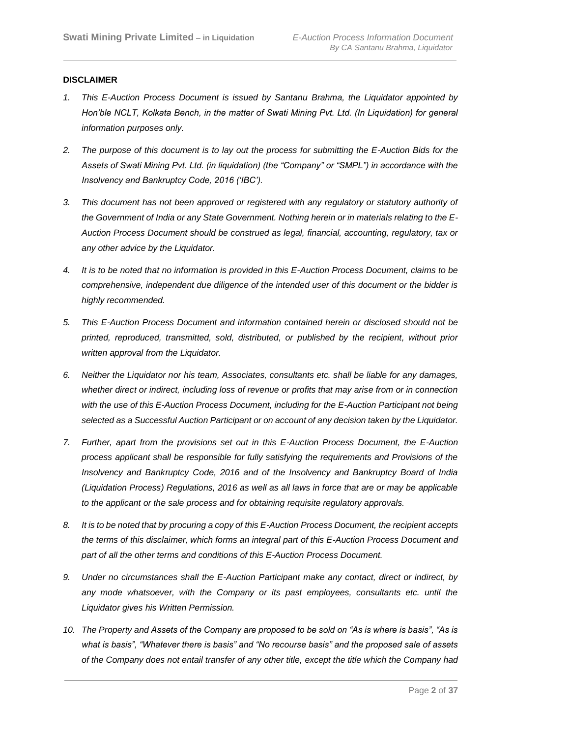**DISCLAIMER**

1. *This E-Auction Process Document is issued by Santanu Brahma, the Liquidator appointed by Hon'ble NCLT, Kolkata Bench, in the matter of Swati Mining Pvt. Ltd. (In Liquidation) for general information purposes only.*

2. *The purpose of this document is to lay out the process for submitting the E-Auction Bids for the Assets of Swati Mining Pvt. Ltd. (in liquidation) (the "Company" or "SMPL") in accordance with the Insolvency and Bankruptcy Code, 2016 ('IBC').*

3. *This document has not been approved or registered with any regulatory or statutory authority of the Government of India or any State Government. Nothing herein or in materials relating to the E-Auction Process Document should be construed as legal, financial, accounting, regulatory, tax or any other advice by the Liquidator.*

4. *It is to be noted that no information is provided in this E-Auction Process Document, claims to be comprehensive, independent due diligence of the intended user of this document or the bidder is highly recommended.*

5. *This E-Auction Process Document and information contained herein or disclosed should not be printed, reproduced, transmitted, sold, distributed, or published by the recipient, without prior written approval from the Liquidator.*

6. *Neither the Liquidator nor his team, Associates, consultants etc. shall be liable for any damages, whether direct or indirect, including loss of revenue or profits that may arise from or in connection with the use of this E-Auction Process Document, including for the E-Auction Participant not being selected as a Successful Auction Participant or on account of any decision taken by the Liquidator.*

7. *Further, apart from the provisions set out in this E-Auction Process Document, the E-Auction process applicant shall be responsible for fully satisfying the requirements and Provisions of the Insolvency and Bankruptcy Code, 2016 and of the Insolvency and Bankruptcy Board of India (Liquidation Process) Regulations, 2016 as well as all laws in force that are or may be applicable to the applicant or the sale process and for obtaining requisite regulatory approvals.*

8. *It is to be noted that by procuring a copy of this E-Auction Process Document, the recipient accepts the terms of this disclaimer, which forms an integral part of this E-Auction Process Document and part of all the other terms and conditions of this E-Auction Process Document.*

9. *Under no circumstances shall the E-Auction Participant make any contact, direct or indirect, by any mode whatsoever, with the Company or its past employees, consultants etc. until the Liquidator gives his Written Permission.*

10. *The Property and Assets of the Company are proposed to be sold on "As is where is basis", "As is what is basis", "Whatever there is basis" and "No recourse basis" and the proposed sale of assets of the Company does not entail transfer of any other title, except the title which the Company had*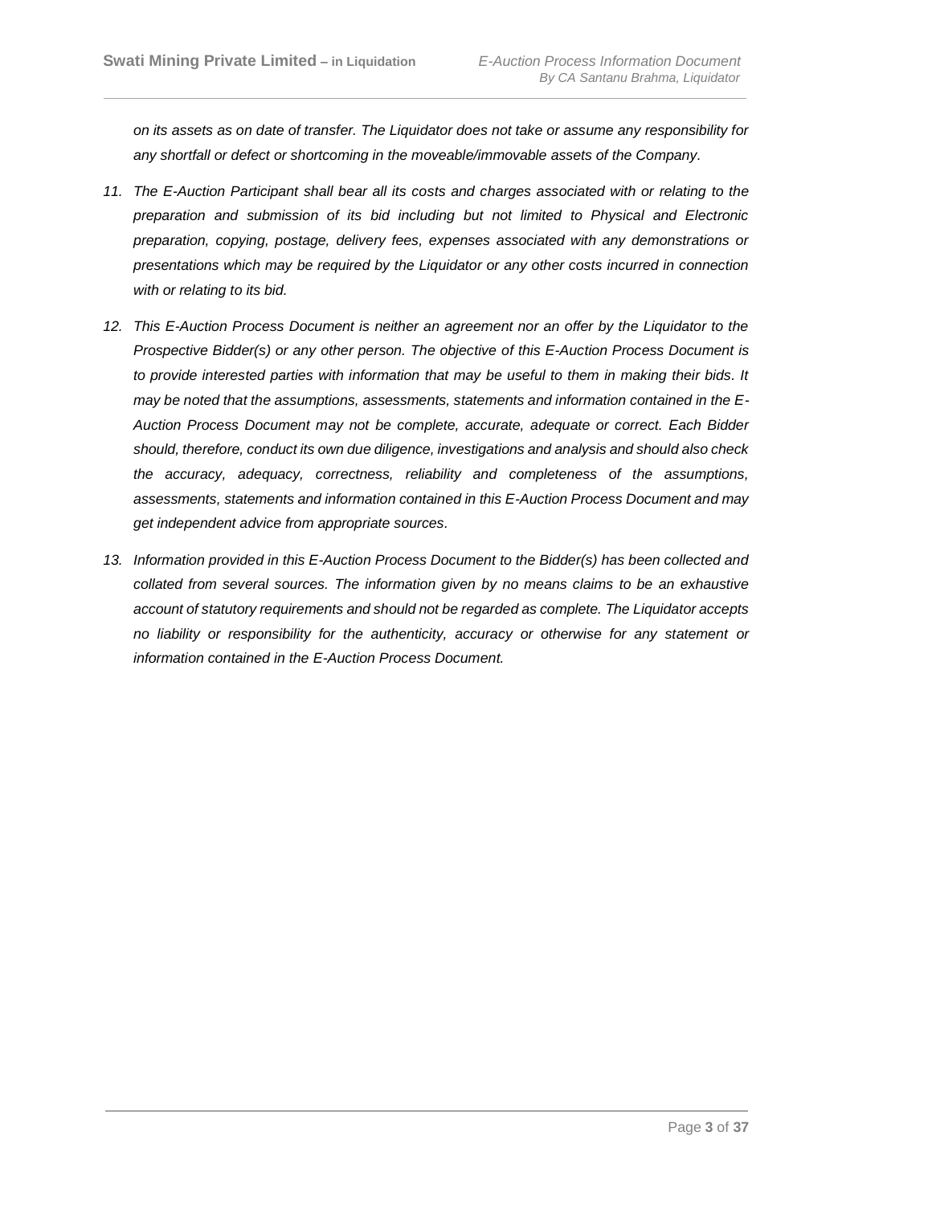*on its assets as on date of transfer. The Liquidator does not take or assume any responsibility for any shortfall or defect or shortcoming in the moveable/immovable assets of the Company.*

11. *The E-Auction Participant shall bear all its costs and charges associated with or relating to the preparation and submission of its bid including but not limited to Physical and Electronic preparation, copying, postage, delivery fees, expenses associated with any demonstrations or presentations which may be required by the Liquidator or any other costs incurred in connection with or relating to its bid.*

12. *This E-Auction Process Document is neither an agreement nor an offer by the Liquidator to the Prospective Bidder(s) or any other person. The objective of this E-Auction Process Document is to provide interested parties with information that may be useful to them in making their bids. It may be noted that the assumptions, assessments, statements and information contained in the E-Auction Process Document may not be complete, accurate, adequate or correct. Each Bidder should, therefore, conduct its own due diligence, investigations and analysis and should also check the accuracy, adequacy, correctness, reliability and completeness of the assumptions, assessments, statements and information contained in this E-Auction Process Document and may get independent advice from appropriate sources.*

13. *Information provided in this E-Auction Process Document to the Bidder(s) has been collected and collated from several sources. The information given by no means claims to be an exhaustive account of statutory requirements and should not be regarded as complete. The Liquidator accepts no liability or responsibility for the authenticity, accuracy or otherwise for any statement or information contained in the E-Auction Process Document.*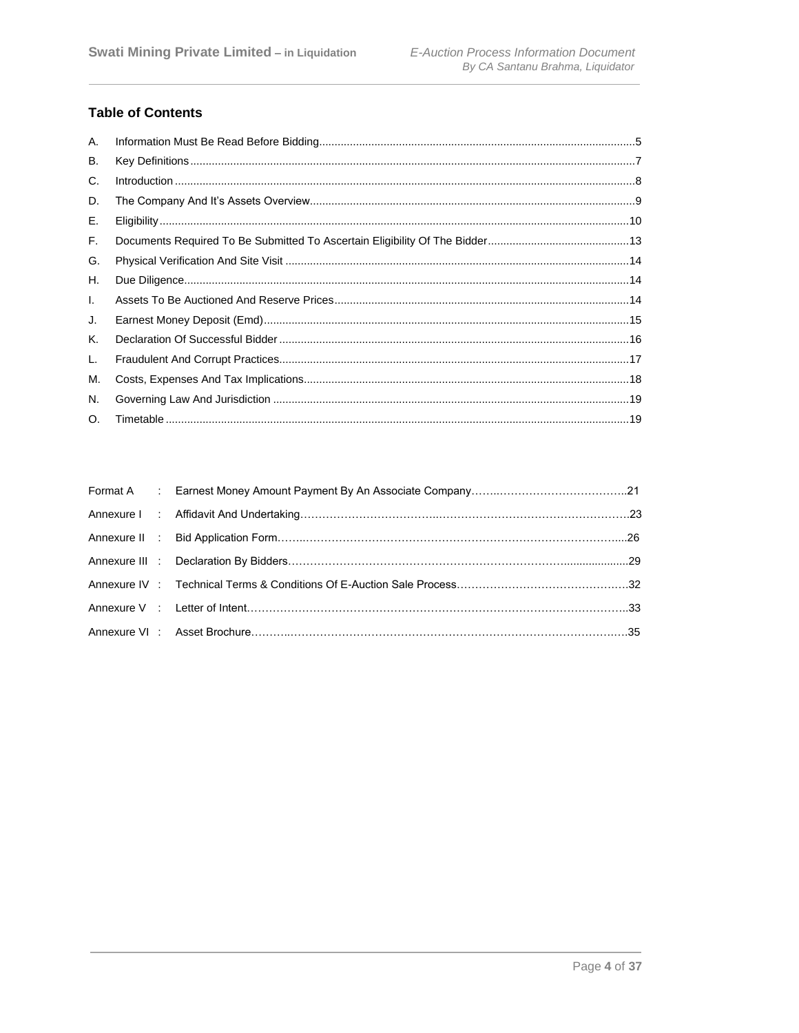## Table of Contents

| | | |
|---|---|---|
| A. | Information Must Be Read Before Bidding | 5 |
| B. | Key Definitions | 7 |
| C. | Introduction | 8 |
| D. | The Company And It's Assets Overview | 9 |
| E. | Eligibility | 10 |
| F. | Documents Required To Be Submitted To Ascertain Eligibility Of The Bidder | 13 |
| G. | Physical Verification And Site Visit | 14 |
| H. | Due Diligence | 14 |
| I. | Assets To Be Auctioned And Reserve Prices | 14 |
| J. | Earnest Money Deposit (Emd) | 15 |
| K. | Declaration Of Successful Bidder | 16 |
| L. | Fraudulent And Corrupt Practices | 17 |
| M. | Costs, Expenses And Tax Implications | 18 |
| N. | Governing Law And Jurisdiction | 19 |
| O. | Timetable | 19 |

| | | | |
|---|---|---|---|
| Format A | : | Earnest Money Amount Payment By An Associate Company | 21 |
| Annexure I | : | Affidavit And Undertaking | 23 |
| Annexure II | : | Bid Application Form | 26 |
| Annexure III | : | Declaration By Bidders | 29 |
| Annexure IV | : | Technical Terms & Conditions Of E-Auction Sale Process | 32 |
| Annexure V | : | Letter of Intent | 33 |
| Annexure VI | : | Asset Brochure | 35 |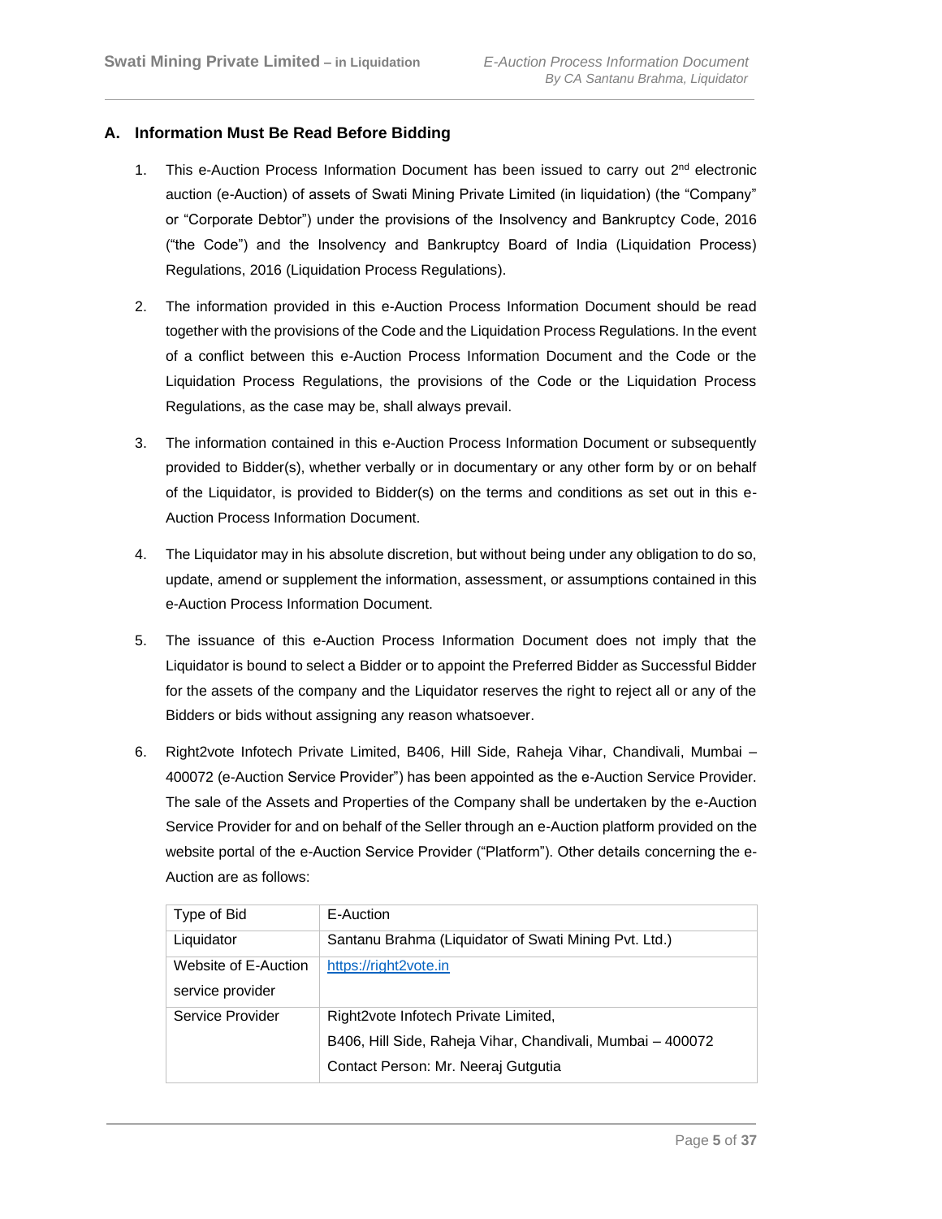## A. Information Must Be Read Before Bidding

1. This e-Auction Process Information Document has been issued to carry out 2nd electronic auction (e-Auction) of assets of Swati Mining Private Limited (in liquidation) (the "Company" or "Corporate Debtor") under the provisions of the Insolvency and Bankruptcy Code, 2016 ("the Code") and the Insolvency and Bankruptcy Board of India (Liquidation Process) Regulations, 2016 (Liquidation Process Regulations).

2. The information provided in this e-Auction Process Information Document should be read together with the provisions of the Code and the Liquidation Process Regulations. In the event of a conflict between this e-Auction Process Information Document and the Code or the Liquidation Process Regulations, the provisions of the Code or the Liquidation Process Regulations, as the case may be, shall always prevail.

3. The information contained in this e-Auction Process Information Document or subsequently provided to Bidder(s), whether verbally or in documentary or any other form by or on behalf of the Liquidator, is provided to Bidder(s) on the terms and conditions as set out in this e-Auction Process Information Document.

4. The Liquidator may in his absolute discretion, but without being under any obligation to do so, update, amend or supplement the information, assessment, or assumptions contained in this e-Auction Process Information Document.

5. The issuance of this e-Auction Process Information Document does not imply that the Liquidator is bound to select a Bidder or to appoint the Preferred Bidder as Successful Bidder for the assets of the company and the Liquidator reserves the right to reject all or any of the Bidders or bids without assigning any reason whatsoever.

6. Right2vote Infotech Private Limited, B406, Hill Side, Raheja Vihar, Chandivali, Mumbai – 400072 (e-Auction Service Provider") has been appointed as the e-Auction Service Provider. The sale of the Assets and Properties of the Company shall be undertaken by the e-Auction Service Provider for and on behalf of the Seller through an e-Auction platform provided on the website portal of the e-Auction Service Provider ("Platform"). Other details concerning the e-Auction are as follows:

| Type of Bid | E-Auction |
|---|---|
| Liquidator | Santanu Brahma (Liquidator of Swati Mining Pvt. Ltd.) |
| Website of E-Auction service provider | https://right2vote.in |
| Service Provider | Right2vote Infotech Private Limited, B406, Hill Side, Raheja Vihar, Chandivali, Mumbai – 400072 Contact Person: Mr. Neeraj Gutgutia |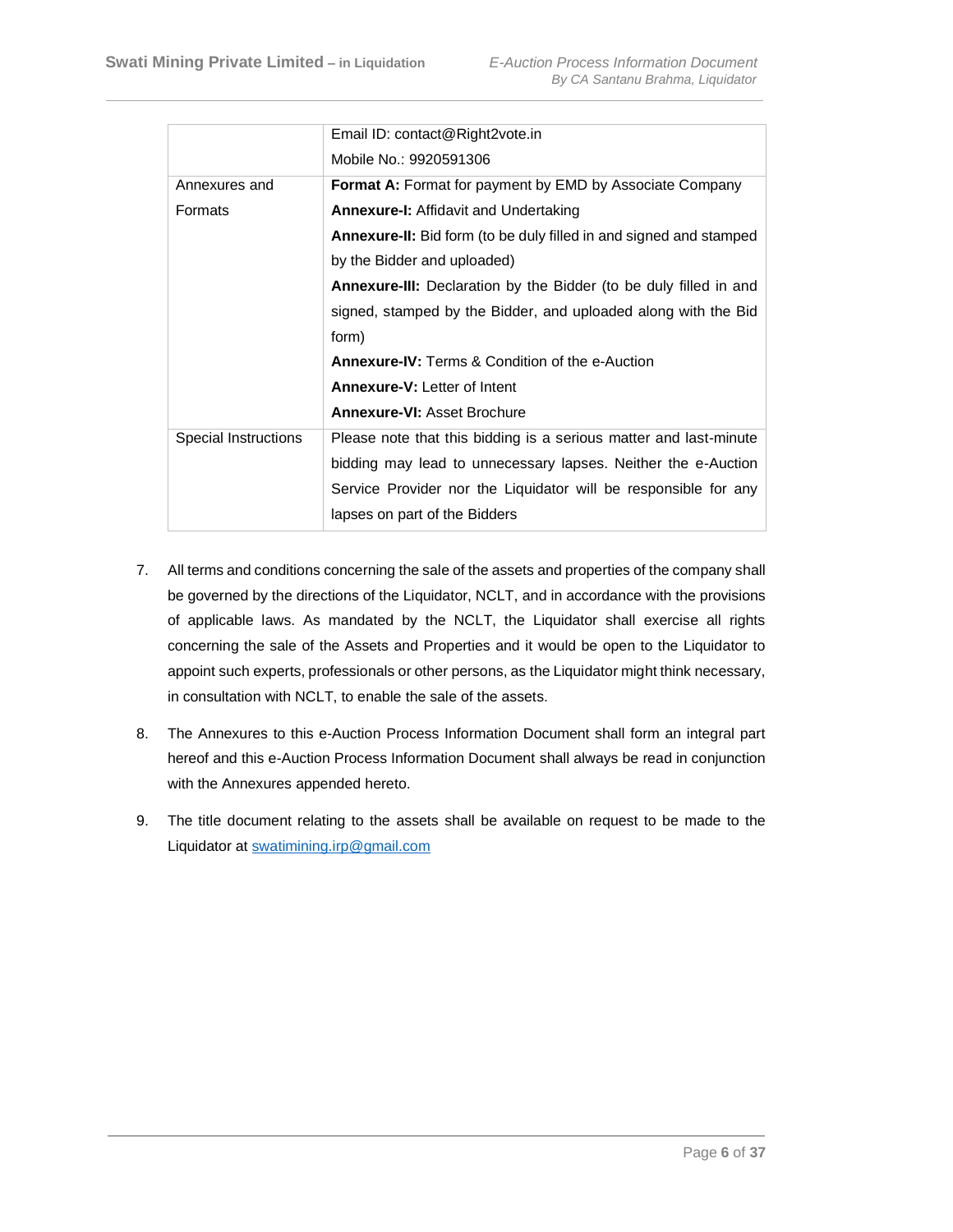| | |
|---|---|
| | Email ID: contact@Right2vote.in<br>Mobile No.: 9920591306 |
| Annexures and Formats | **Format A:** Format for payment by EMD by Associate Company<br>**Annexure-I:** Affidavit and Undertaking<br>**Annexure-II:** Bid form (to be duly filled in and signed and stamped by the Bidder and uploaded)<br>**Annexure-III:** Declaration by the Bidder (to be duly filled in and signed, stamped by the Bidder, and uploaded along with the Bid form)<br>**Annexure-IV:** Terms & Condition of the e-Auction<br>**Annexure-V:** Letter of Intent<br>**Annexure-VI:** Asset Brochure |
| Special Instructions | Please note that this bidding is a serious matter and last-minute bidding may lead to unnecessary lapses. Neither the e-Auction Service Provider nor the Liquidator will be responsible for any lapses on part of the Bidders |

7. All terms and conditions concerning the sale of the assets and properties of the company shall be governed by the directions of the Liquidator, NCLT, and in accordance with the provisions of applicable laws. As mandated by the NCLT, the Liquidator shall exercise all rights concerning the sale of the Assets and Properties and it would be open to the Liquidator to appoint such experts, professionals or other persons, as the Liquidator might think necessary, in consultation with NCLT, to enable the sale of the assets.

8. The Annexures to this e-Auction Process Information Document shall form an integral part hereof and this e-Auction Process Information Document shall always be read in conjunction with the Annexures appended hereto.

9. The title document relating to the assets shall be available on request to be made to the Liquidator at swatimining.irp@gmail.com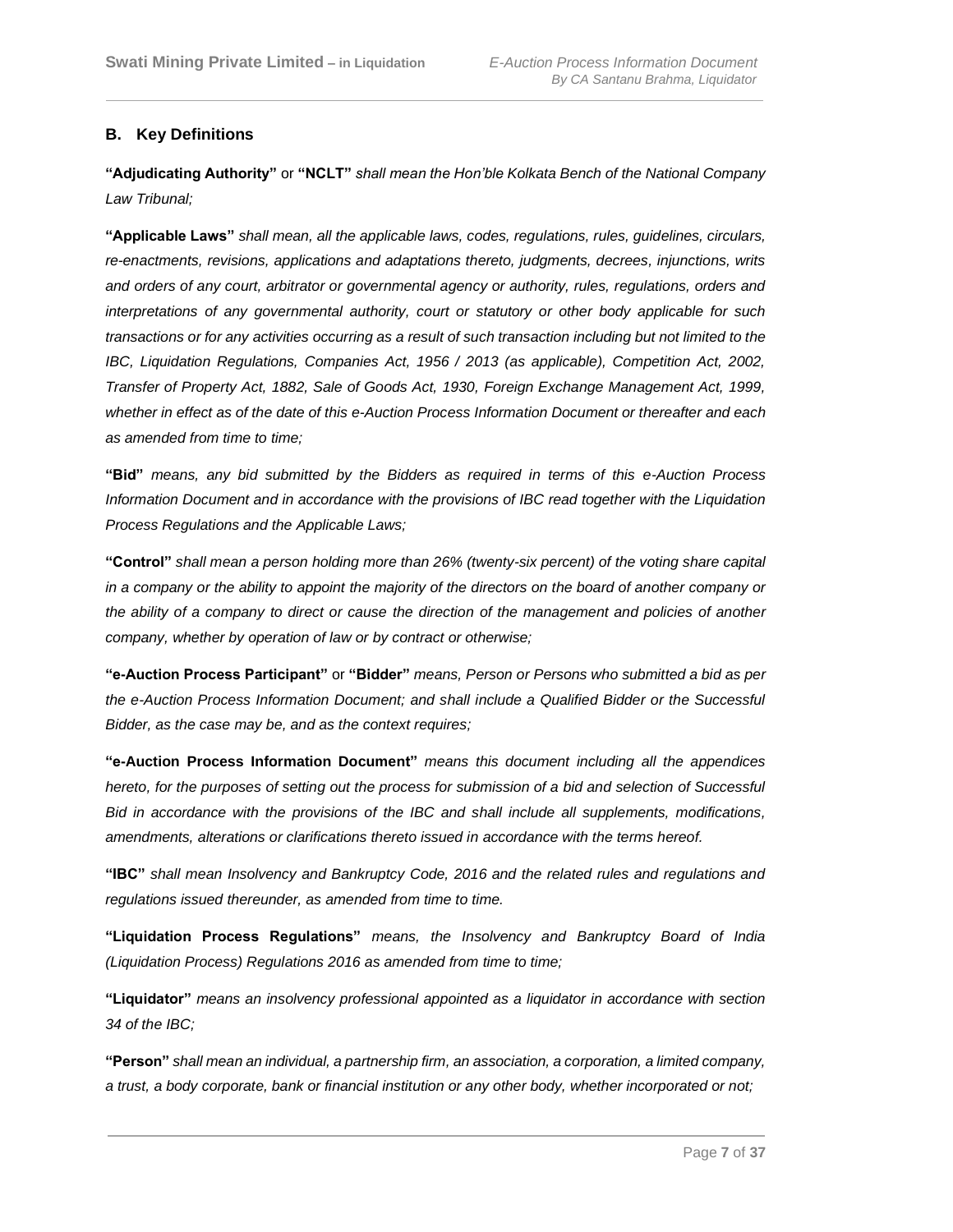## B. Key Definitions

**"Adjudicating Authority"** or **"NCLT"** *shall mean the Hon'ble Kolkata Bench of the National Company Law Tribunal;*

**"Applicable Laws"** *shall mean, all the applicable laws, codes, regulations, rules, guidelines, circulars, re-enactments, revisions, applications and adaptations thereto, judgments, decrees, injunctions, writs and orders of any court, arbitrator or governmental agency or authority, rules, regulations, orders and interpretations of any governmental authority, court or statutory or other body applicable for such transactions or for any activities occurring as a result of such transaction including but not limited to the IBC, Liquidation Regulations, Companies Act, 1956 / 2013 (as applicable), Competition Act, 2002, Transfer of Property Act, 1882, Sale of Goods Act, 1930, Foreign Exchange Management Act, 1999, whether in effect as of the date of this e-Auction Process Information Document or thereafter and each as amended from time to time;*

**"Bid"** *means, any bid submitted by the Bidders as required in terms of this e-Auction Process Information Document and in accordance with the provisions of IBC read together with the Liquidation Process Regulations and the Applicable Laws;*

**"Control"** *shall mean a person holding more than 26% (twenty-six percent) of the voting share capital in a company or the ability to appoint the majority of the directors on the board of another company or the ability of a company to direct or cause the direction of the management and policies of another company, whether by operation of law or by contract or otherwise;*

**"e-Auction Process Participant"** or **"Bidder"** *means, Person or Persons who submitted a bid as per the e-Auction Process Information Document; and shall include a Qualified Bidder or the Successful Bidder, as the case may be, and as the context requires;*

**"e-Auction Process Information Document"** *means this document including all the appendices hereto, for the purposes of setting out the process for submission of a bid and selection of Successful Bid in accordance with the provisions of the IBC and shall include all supplements, modifications, amendments, alterations or clarifications thereto issued in accordance with the terms hereof.*

**"IBC"** *shall mean Insolvency and Bankruptcy Code, 2016 and the related rules and regulations and regulations issued thereunder, as amended from time to time.*

**"Liquidation Process Regulations"** *means, the Insolvency and Bankruptcy Board of India (Liquidation Process) Regulations 2016 as amended from time to time;*

**"Liquidator"** *means an insolvency professional appointed as a liquidator in accordance with section 34 of the IBC;*

**"Person"** *shall mean an individual, a partnership firm, an association, a corporation, a limited company, a trust, a body corporate, bank or financial institution or any other body, whether incorporated or not;*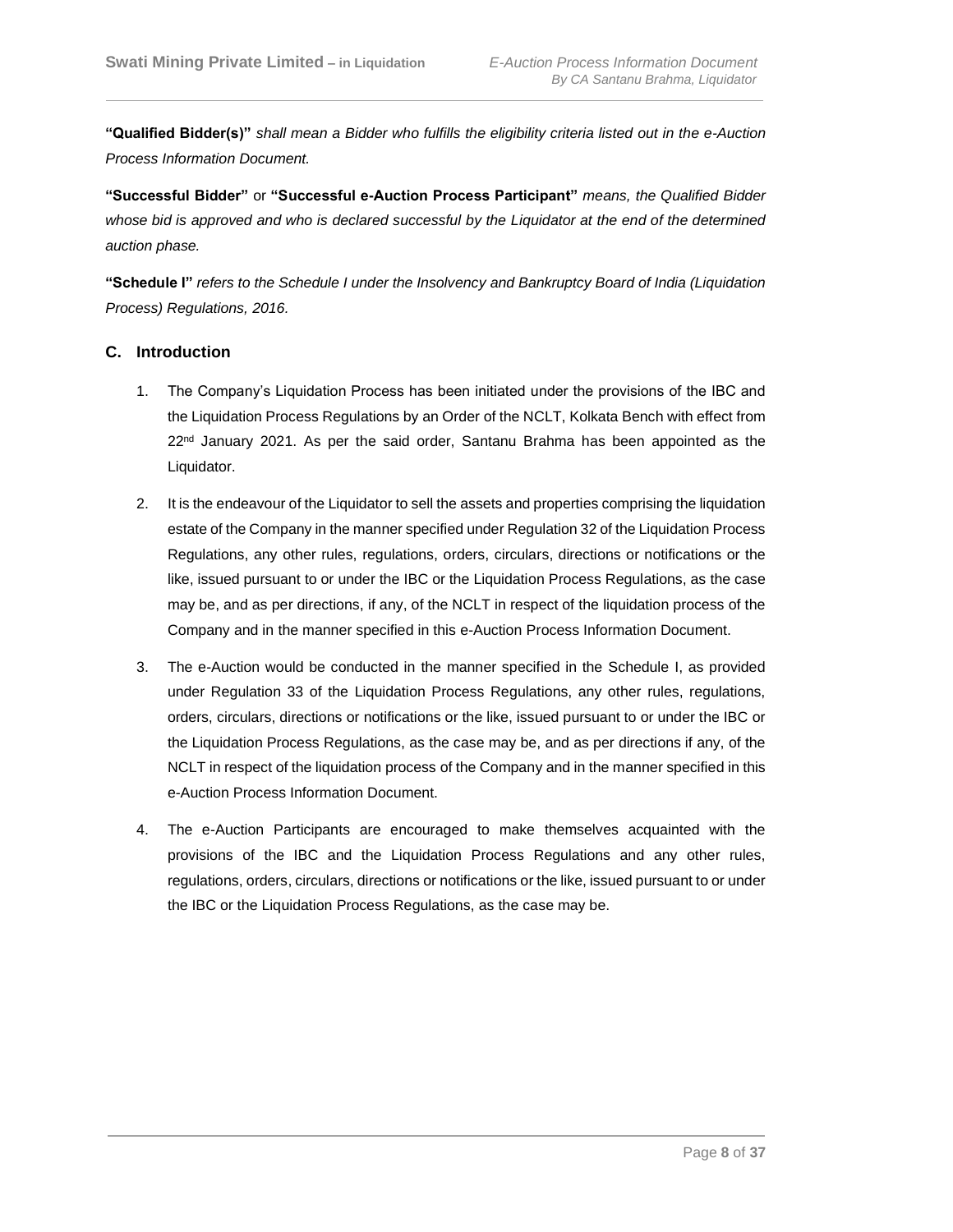**"Qualified Bidder(s)"** *shall mean a Bidder who fulfills the eligibility criteria listed out in the e-Auction Process Information Document.*

**"Successful Bidder"** or **"Successful e-Auction Process Participant"** *means, the Qualified Bidder whose bid is approved and who is declared successful by the Liquidator at the end of the determined auction phase.*

**"Schedule I"** *refers to the Schedule I under the Insolvency and Bankruptcy Board of India (Liquidation Process) Regulations, 2016.*

## C. Introduction

1. The Company's Liquidation Process has been initiated under the provisions of the IBC and the Liquidation Process Regulations by an Order of the NCLT, Kolkata Bench with effect from 22nd January 2021. As per the said order, Santanu Brahma has been appointed as the Liquidator.

2. It is the endeavour of the Liquidator to sell the assets and properties comprising the liquidation estate of the Company in the manner specified under Regulation 32 of the Liquidation Process Regulations, any other rules, regulations, orders, circulars, directions or notifications or the like, issued pursuant to or under the IBC or the Liquidation Process Regulations, as the case may be, and as per directions, if any, of the NCLT in respect of the liquidation process of the Company and in the manner specified in this e-Auction Process Information Document.

3. The e-Auction would be conducted in the manner specified in the Schedule I, as provided under Regulation 33 of the Liquidation Process Regulations, any other rules, regulations, orders, circulars, directions or notifications or the like, issued pursuant to or under the IBC or the Liquidation Process Regulations, as the case may be, and as per directions if any, of the NCLT in respect of the liquidation process of the Company and in the manner specified in this e-Auction Process Information Document.

4. The e-Auction Participants are encouraged to make themselves acquainted with the provisions of the IBC and the Liquidation Process Regulations and any other rules, regulations, orders, circulars, directions or notifications or the like, issued pursuant to or under the IBC or the Liquidation Process Regulations, as the case may be.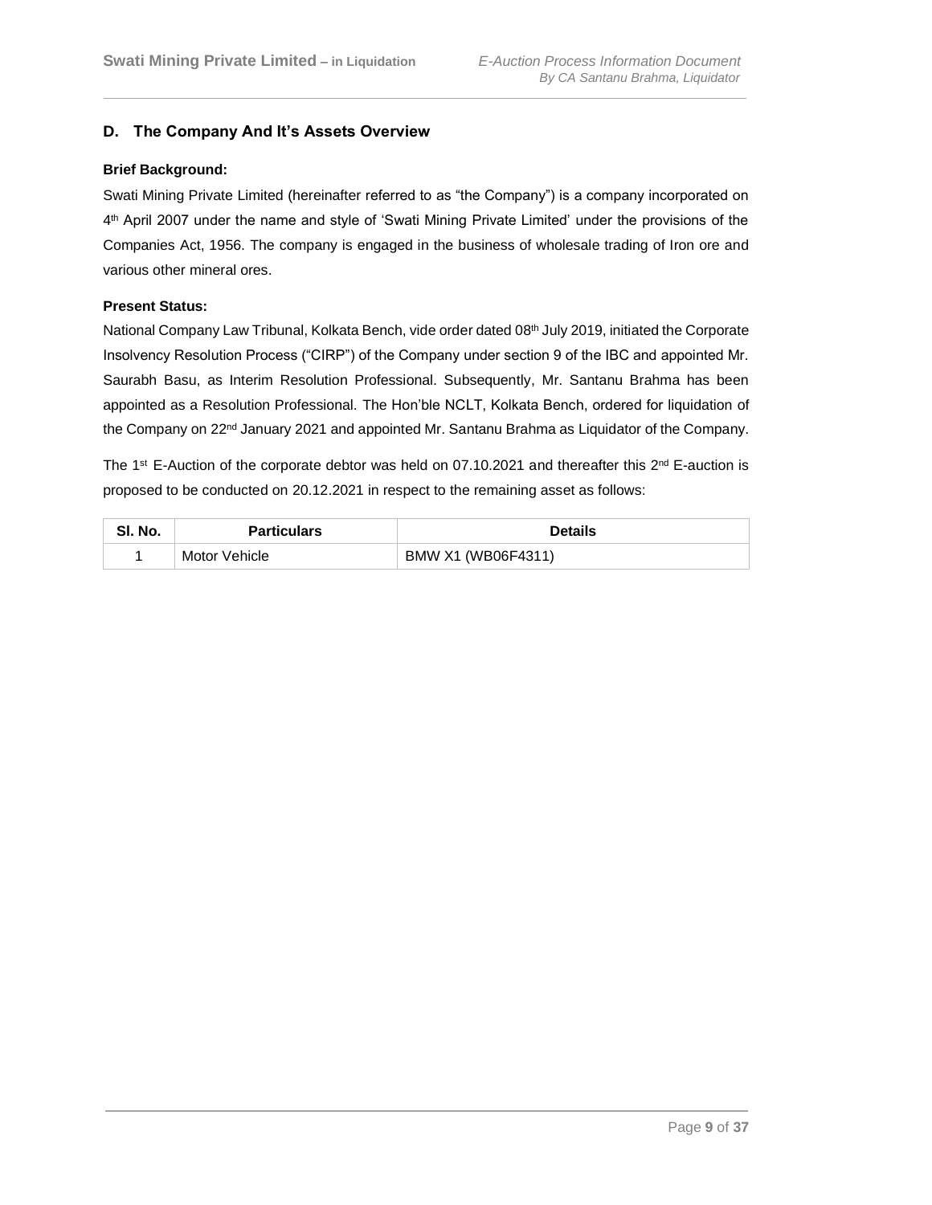## D. The Company And It's Assets Overview

**Brief Background:**

Swati Mining Private Limited (hereinafter referred to as "the Company") is a company incorporated on 4th April 2007 under the name and style of 'Swati Mining Private Limited' under the provisions of the Companies Act, 1956. The company is engaged in the business of wholesale trading of Iron ore and various other mineral ores.

**Present Status:**

National Company Law Tribunal, Kolkata Bench, vide order dated 08th July 2019, initiated the Corporate Insolvency Resolution Process ("CIRP") of the Company under section 9 of the IBC and appointed Mr. Saurabh Basu, as Interim Resolution Professional. Subsequently, Mr. Santanu Brahma has been appointed as a Resolution Professional. The Hon'ble NCLT, Kolkata Bench, ordered for liquidation of the Company on 22nd January 2021 and appointed Mr. Santanu Brahma as Liquidator of the Company.

The 1st E-Auction of the corporate debtor was held on 07.10.2021 and thereafter this 2nd E-auction is proposed to be conducted on 20.12.2021 in respect to the remaining asset as follows:

| Sl. No. | Particulars | Details |
|---|---|---|
| 1 | Motor Vehicle | BMW X1 (WB06F4311) |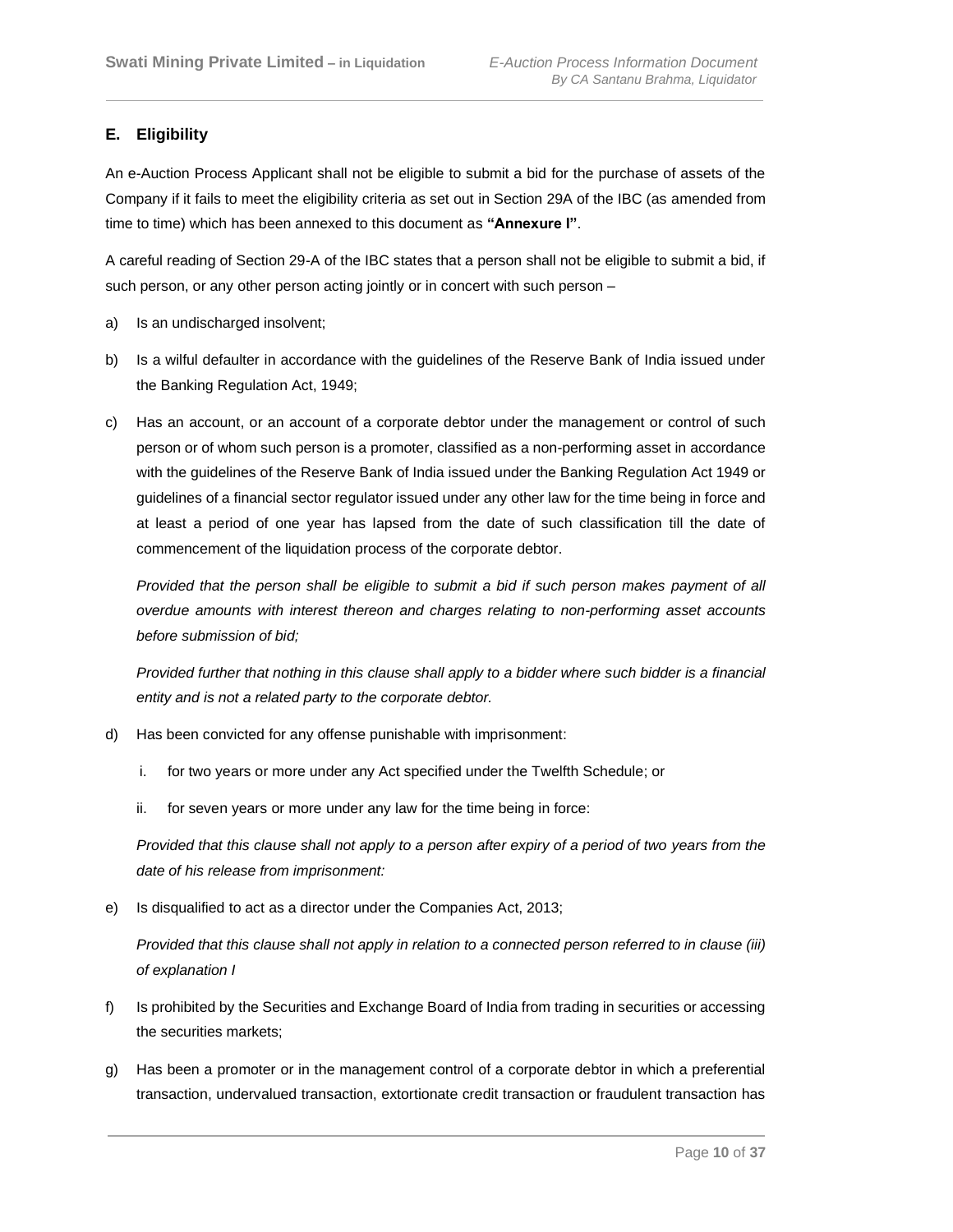## E. Eligibility

An e-Auction Process Applicant shall not be eligible to submit a bid for the purchase of assets of the Company if it fails to meet the eligibility criteria as set out in Section 29A of the IBC (as amended from time to time) which has been annexed to this document as **"Annexure I"**.

A careful reading of Section 29-A of the IBC states that a person shall not be eligible to submit a bid, if such person, or any other person acting jointly or in concert with such person –

a) Is an undischarged insolvent;

b) Is a wilful defaulter in accordance with the guidelines of the Reserve Bank of India issued under the Banking Regulation Act, 1949;

c) Has an account, or an account of a corporate debtor under the management or control of such person or of whom such person is a promoter, classified as a non-performing asset in accordance with the guidelines of the Reserve Bank of India issued under the Banking Regulation Act 1949 or guidelines of a financial sector regulator issued under any other law for the time being in force and at least a period of one year has lapsed from the date of such classification till the date of commencement of the liquidation process of the corporate debtor.

   *Provided that the person shall be eligible to submit a bid if such person makes payment of all overdue amounts with interest thereon and charges relating to non-performing asset accounts before submission of bid;*

   *Provided further that nothing in this clause shall apply to a bidder where such bidder is a financial entity and is not a related party to the corporate debtor.*

d) Has been convicted for any offense punishable with imprisonment:

   i. for two years or more under any Act specified under the Twelfth Schedule; or

   ii. for seven years or more under any law for the time being in force:

   *Provided that this clause shall not apply to a person after expiry of a period of two years from the date of his release from imprisonment:*

e) Is disqualified to act as a director under the Companies Act, 2013;

   *Provided that this clause shall not apply in relation to a connected person referred to in clause (iii) of explanation I*

f) Is prohibited by the Securities and Exchange Board of India from trading in securities or accessing the securities markets;

g) Has been a promoter or in the management control of a corporate debtor in which a preferential transaction, undervalued transaction, extortionate credit transaction or fraudulent transaction has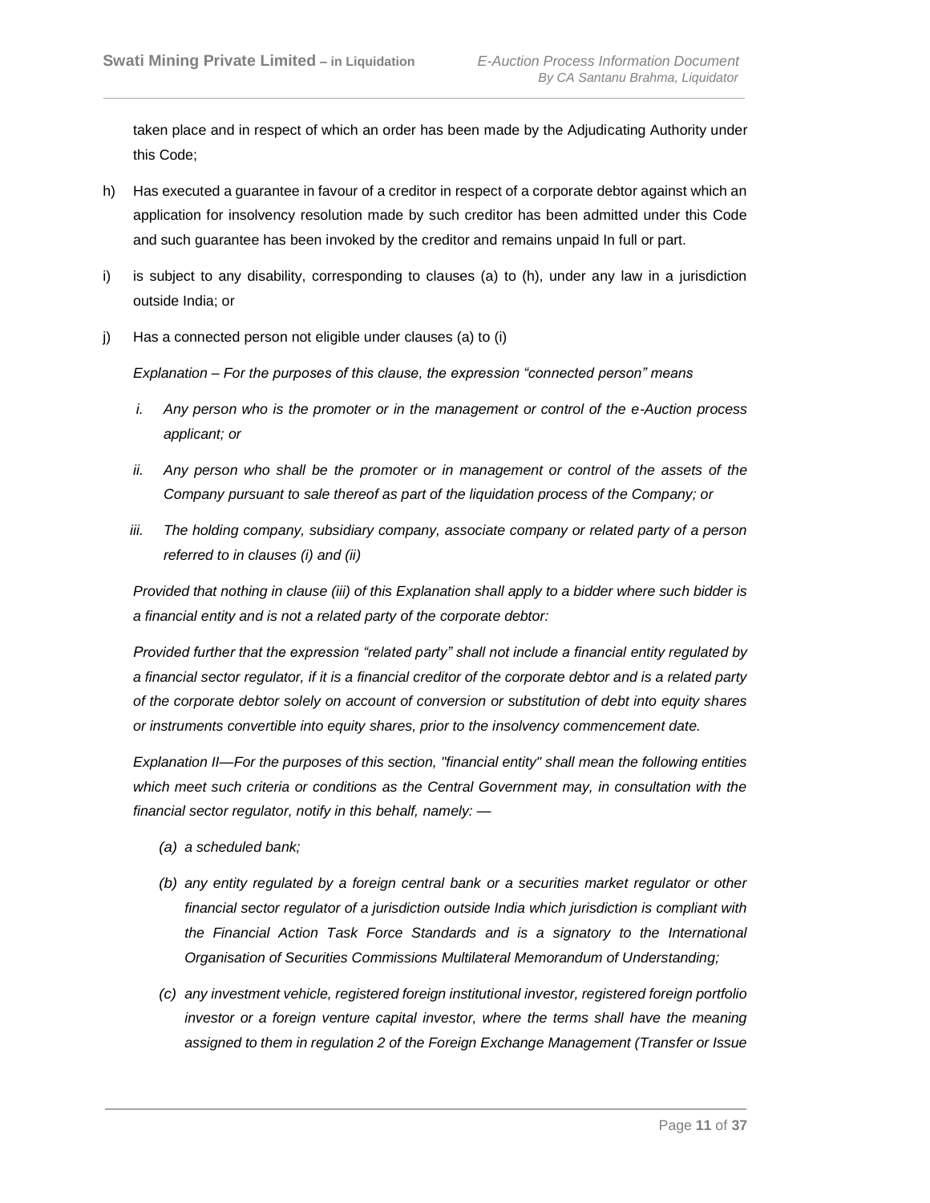taken place and in respect of which an order has been made by the Adjudicating Authority under this Code;

h) Has executed a guarantee in favour of a creditor in respect of a corporate debtor against which an application for insolvency resolution made by such creditor has been admitted under this Code and such guarantee has been invoked by the creditor and remains unpaid In full or part.

i) is subject to any disability, corresponding to clauses (a) to (h), under any law in a jurisdiction outside India; or

j) Has a connected person not eligible under clauses (a) to (i)

*Explanation – For the purposes of this clause, the expression "connected person" means*

*i. Any person who is the promoter or in the management or control of the e-Auction process applicant; or*

*ii. Any person who shall be the promoter or in management or control of the assets of the Company pursuant to sale thereof as part of the liquidation process of the Company; or*

*iii. The holding company, subsidiary company, associate company or related party of a person referred to in clauses (i) and (ii)*

*Provided that nothing in clause (iii) of this Explanation shall apply to a bidder where such bidder is a financial entity and is not a related party of the corporate debtor:*

*Provided further that the expression "related party" shall not include a financial entity regulated by a financial sector regulator, if it is a financial creditor of the corporate debtor and is a related party of the corporate debtor solely on account of conversion or substitution of debt into equity shares or instruments convertible into equity shares, prior to the insolvency commencement date.*

*Explanation II—For the purposes of this section, "financial entity" shall mean the following entities which meet such criteria or conditions as the Central Government may, in consultation with the financial sector regulator, notify in this behalf, namely: —*

*(a) a scheduled bank;*

*(b) any entity regulated by a foreign central bank or a securities market regulator or other financial sector regulator of a jurisdiction outside India which jurisdiction is compliant with the Financial Action Task Force Standards and is a signatory to the International Organisation of Securities Commissions Multilateral Memorandum of Understanding;*

*(c) any investment vehicle, registered foreign institutional investor, registered foreign portfolio investor or a foreign venture capital investor, where the terms shall have the meaning assigned to them in regulation 2 of the Foreign Exchange Management (Transfer or Issue*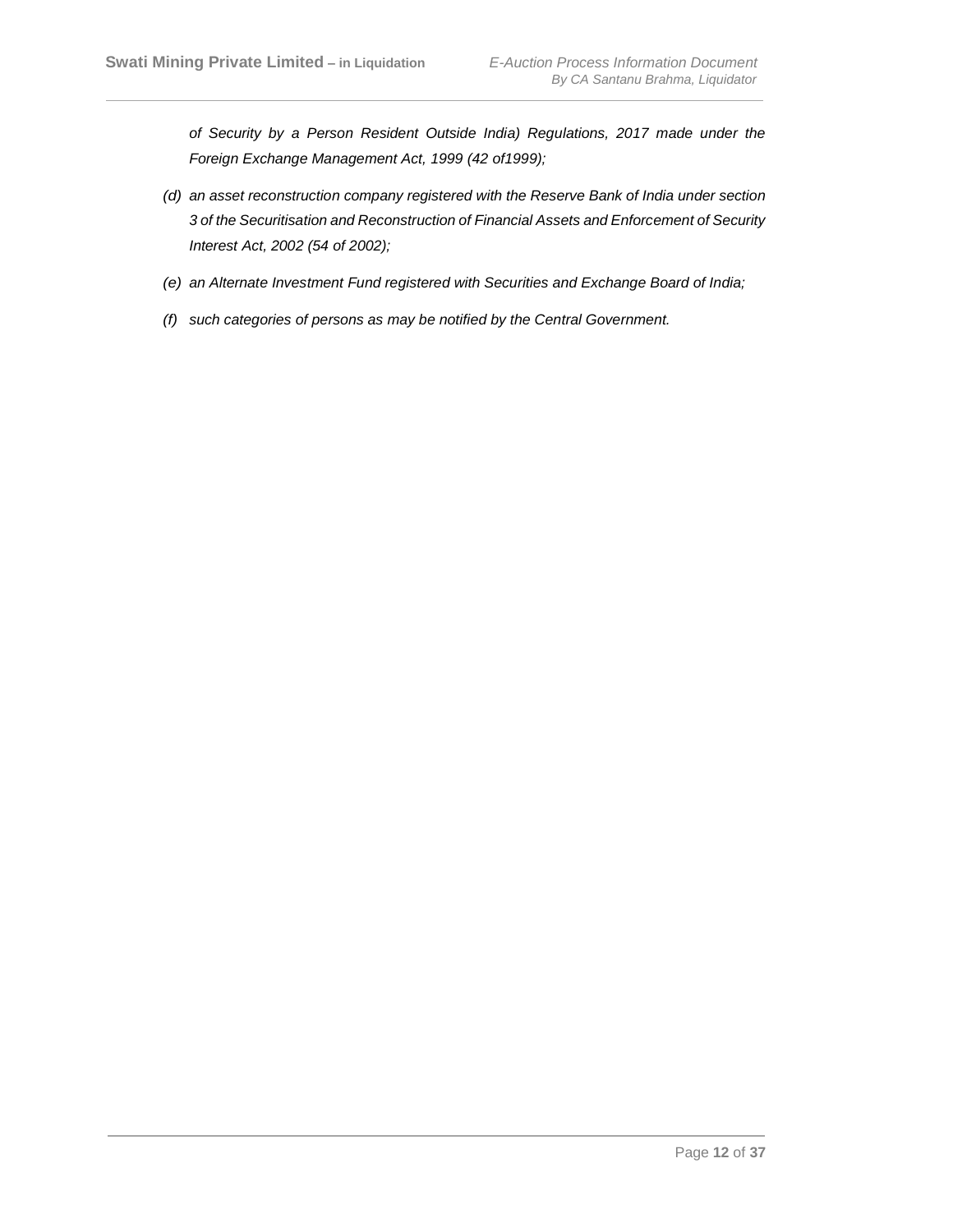*of Security by a Person Resident Outside India) Regulations, 2017 made under the Foreign Exchange Management Act, 1999 (42 of1999);*

*(d) an asset reconstruction company registered with the Reserve Bank of India under section 3 of the Securitisation and Reconstruction of Financial Assets and Enforcement of Security Interest Act, 2002 (54 of 2002);*

*(e) an Alternate Investment Fund registered with Securities and Exchange Board of India;*

*(f) such categories of persons as may be notified by the Central Government.*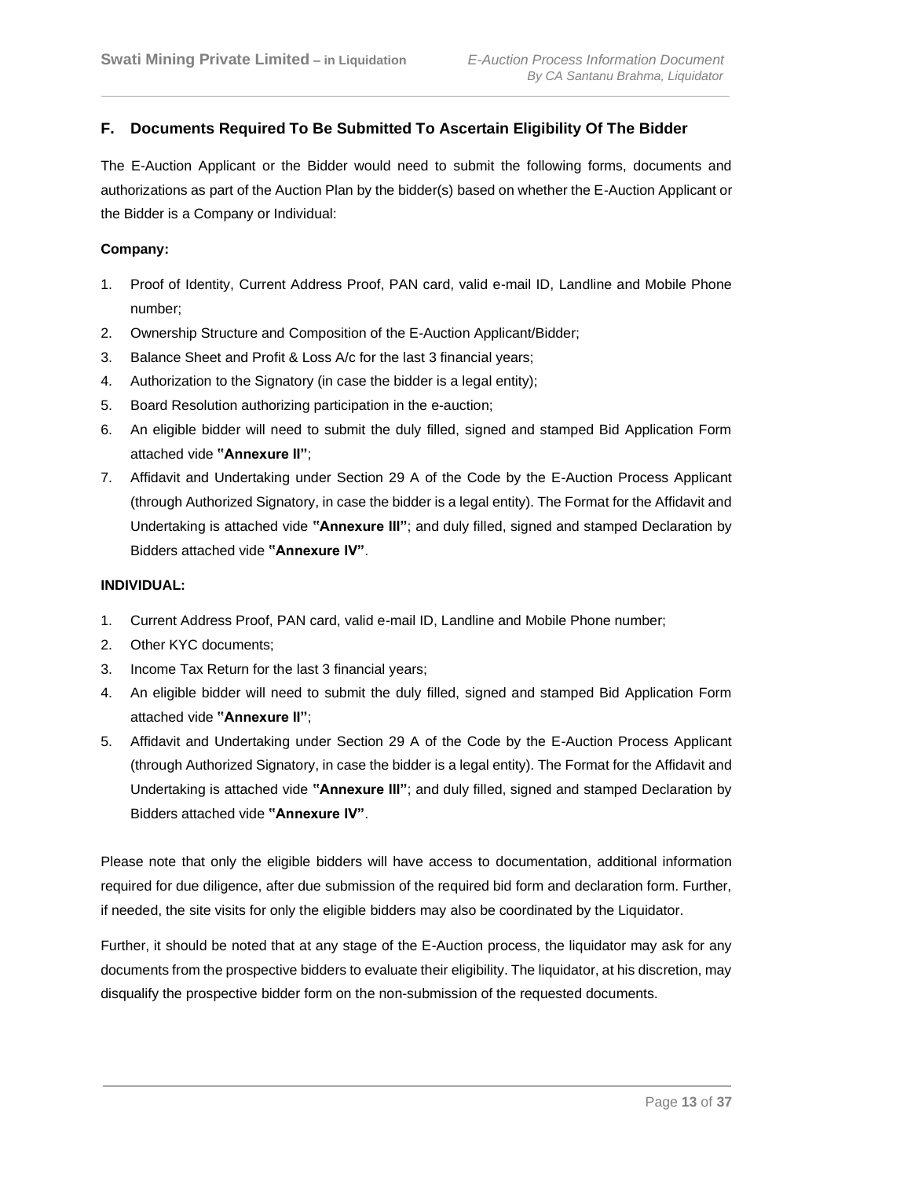## F. Documents Required To Be Submitted To Ascertain Eligibility Of The Bidder

The E-Auction Applicant or the Bidder would need to submit the following forms, documents and authorizations as part of the Auction Plan by the bidder(s) based on whether the E-Auction Applicant or the Bidder is a Company or Individual:

**Company:**

1. Proof of Identity, Current Address Proof, PAN card, valid e-mail ID, Landline and Mobile Phone number;
2. Ownership Structure and Composition of the E-Auction Applicant/Bidder;
3. Balance Sheet and Profit & Loss A/c for the last 3 financial years;
4. Authorization to the Signatory (in case the bidder is a legal entity);
5. Board Resolution authorizing participation in the e-auction;
6. An eligible bidder will need to submit the duly filled, signed and stamped Bid Application Form attached vide **"Annexure II"**;
7. Affidavit and Undertaking under Section 29 A of the Code by the E-Auction Process Applicant (through Authorized Signatory, in case the bidder is a legal entity). The Format for the Affidavit and Undertaking is attached vide **"Annexure III"**; and duly filled, signed and stamped Declaration by Bidders attached vide **"Annexure IV"**.

**INDIVIDUAL:**

1. Current Address Proof, PAN card, valid e-mail ID, Landline and Mobile Phone number;
2. Other KYC documents;
3. Income Tax Return for the last 3 financial years;
4. An eligible bidder will need to submit the duly filled, signed and stamped Bid Application Form attached vide **"Annexure II"**;
5. Affidavit and Undertaking under Section 29 A of the Code by the E-Auction Process Applicant (through Authorized Signatory, in case the bidder is a legal entity). The Format for the Affidavit and Undertaking is attached vide **"Annexure III"**; and duly filled, signed and stamped Declaration by Bidders attached vide **"Annexure IV"**.

Please note that only the eligible bidders will have access to documentation, additional information required for due diligence, after due submission of the required bid form and declaration form. Further, if needed, the site visits for only the eligible bidders may also be coordinated by the Liquidator.

Further, it should be noted that at any stage of the E-Auction process, the liquidator may ask for any documents from the prospective bidders to evaluate their eligibility. The liquidator, at his discretion, may disqualify the prospective bidder form on the non-submission of the requested documents.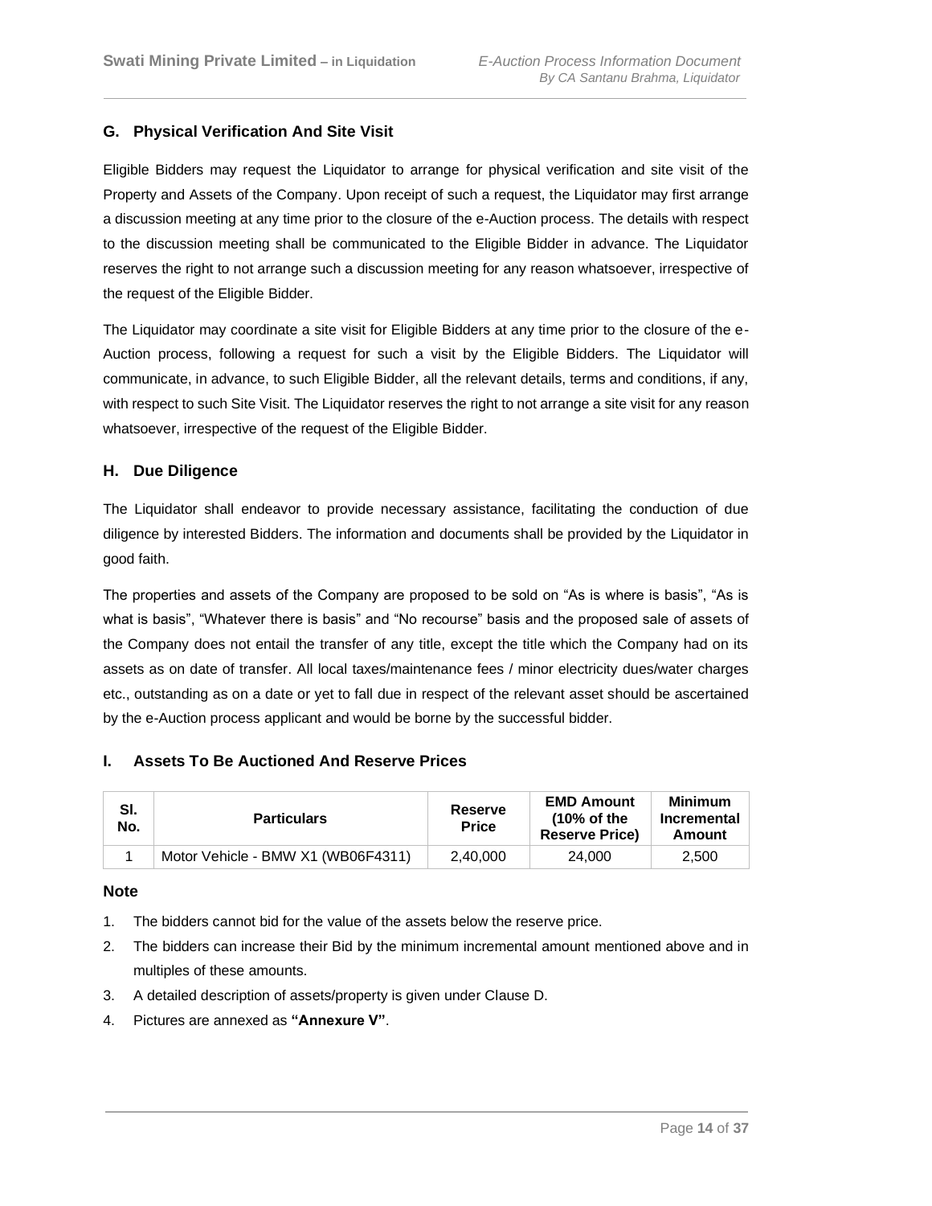## G. Physical Verification And Site Visit

Eligible Bidders may request the Liquidator to arrange for physical verification and site visit of the Property and Assets of the Company. Upon receipt of such a request, the Liquidator may first arrange a discussion meeting at any time prior to the closure of the e-Auction process. The details with respect to the discussion meeting shall be communicated to the Eligible Bidder in advance. The Liquidator reserves the right to not arrange such a discussion meeting for any reason whatsoever, irrespective of the request of the Eligible Bidder.

The Liquidator may coordinate a site visit for Eligible Bidders at any time prior to the closure of the e-Auction process, following a request for such a visit by the Eligible Bidders. The Liquidator will communicate, in advance, to such Eligible Bidder, all the relevant details, terms and conditions, if any, with respect to such Site Visit. The Liquidator reserves the right to not arrange a site visit for any reason whatsoever, irrespective of the request of the Eligible Bidder.

## H. Due Diligence

The Liquidator shall endeavor to provide necessary assistance, facilitating the conduction of due diligence by interested Bidders. The information and documents shall be provided by the Liquidator in good faith.

The properties and assets of the Company are proposed to be sold on "As is where is basis", "As is what is basis", "Whatever there is basis" and "No recourse" basis and the proposed sale of assets of the Company does not entail the transfer of any title, except the title which the Company had on its assets as on date of transfer. All local taxes/maintenance fees / minor electricity dues/water charges etc., outstanding as on a date or yet to fall due in respect of the relevant asset should be ascertained by the e-Auction process applicant and would be borne by the successful bidder.

## I. Assets To Be Auctioned And Reserve Prices

| Sl. No. | Particulars | Reserve Price | EMD Amount (10% of the Reserve Price) | Minimum Incremental Amount |
|---|---|---|---|---|
| 1 | Motor Vehicle - BMW X1 (WB06F4311) | 2,40,000 | 24,000 | 2,500 |

### Note

1. The bidders cannot bid for the value of the assets below the reserve price.
2. The bidders can increase their Bid by the minimum incremental amount mentioned above and in multiples of these amounts.
3. A detailed description of assets/property is given under Clause D.
4. Pictures are annexed as **"Annexure V"**.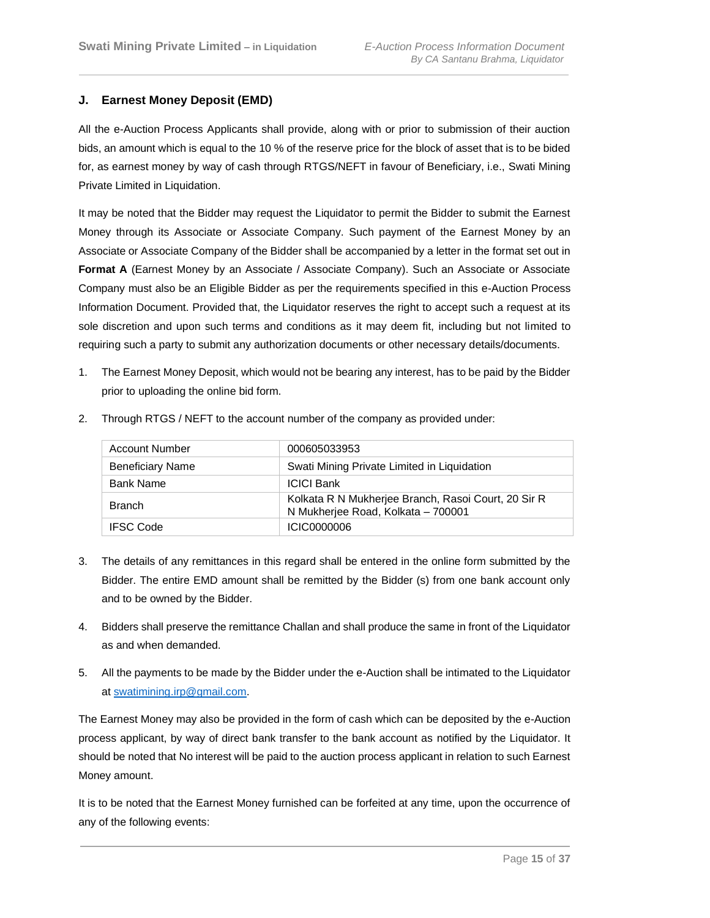## J. Earnest Money Deposit (EMD)

All the e-Auction Process Applicants shall provide, along with or prior to submission of their auction bids, an amount which is equal to the 10 % of the reserve price for the block of asset that is to be bided for, as earnest money by way of cash through RTGS/NEFT in favour of Beneficiary, i.e., Swati Mining Private Limited in Liquidation.

It may be noted that the Bidder may request the Liquidator to permit the Bidder to submit the Earnest Money through its Associate or Associate Company. Such payment of the Earnest Money by an Associate or Associate Company of the Bidder shall be accompanied by a letter in the format set out in **Format A** (Earnest Money by an Associate / Associate Company). Such an Associate or Associate Company must also be an Eligible Bidder as per the requirements specified in this e-Auction Process Information Document. Provided that, the Liquidator reserves the right to accept such a request at its sole discretion and upon such terms and conditions as it may deem fit, including but not limited to requiring such a party to submit any authorization documents or other necessary details/documents.

1. The Earnest Money Deposit, which would not be bearing any interest, has to be paid by the Bidder prior to uploading the online bid form.

2. Through RTGS / NEFT to the account number of the company as provided under:

| Account Number | 000605033953 |
|---|---|
| Beneficiary Name | Swati Mining Private Limited in Liquidation |
| Bank Name | ICICI Bank |
| Branch | Kolkata R N Mukherjee Branch, Rasoi Court, 20 Sir R N Mukherjee Road, Kolkata – 700001 |
| IFSC Code | ICIC0000006 |

3. The details of any remittances in this regard shall be entered in the online form submitted by the Bidder. The entire EMD amount shall be remitted by the Bidder (s) from one bank account only and to be owned by the Bidder.

4. Bidders shall preserve the remittance Challan and shall produce the same in front of the Liquidator as and when demanded.

5. All the payments to be made by the Bidder under the e-Auction shall be intimated to the Liquidator at swatimining.irp@gmail.com.

The Earnest Money may also be provided in the form of cash which can be deposited by the e-Auction process applicant, by way of direct bank transfer to the bank account as notified by the Liquidator. It should be noted that No interest will be paid to the auction process applicant in relation to such Earnest Money amount.

It is to be noted that the Earnest Money furnished can be forfeited at any time, upon the occurrence of any of the following events: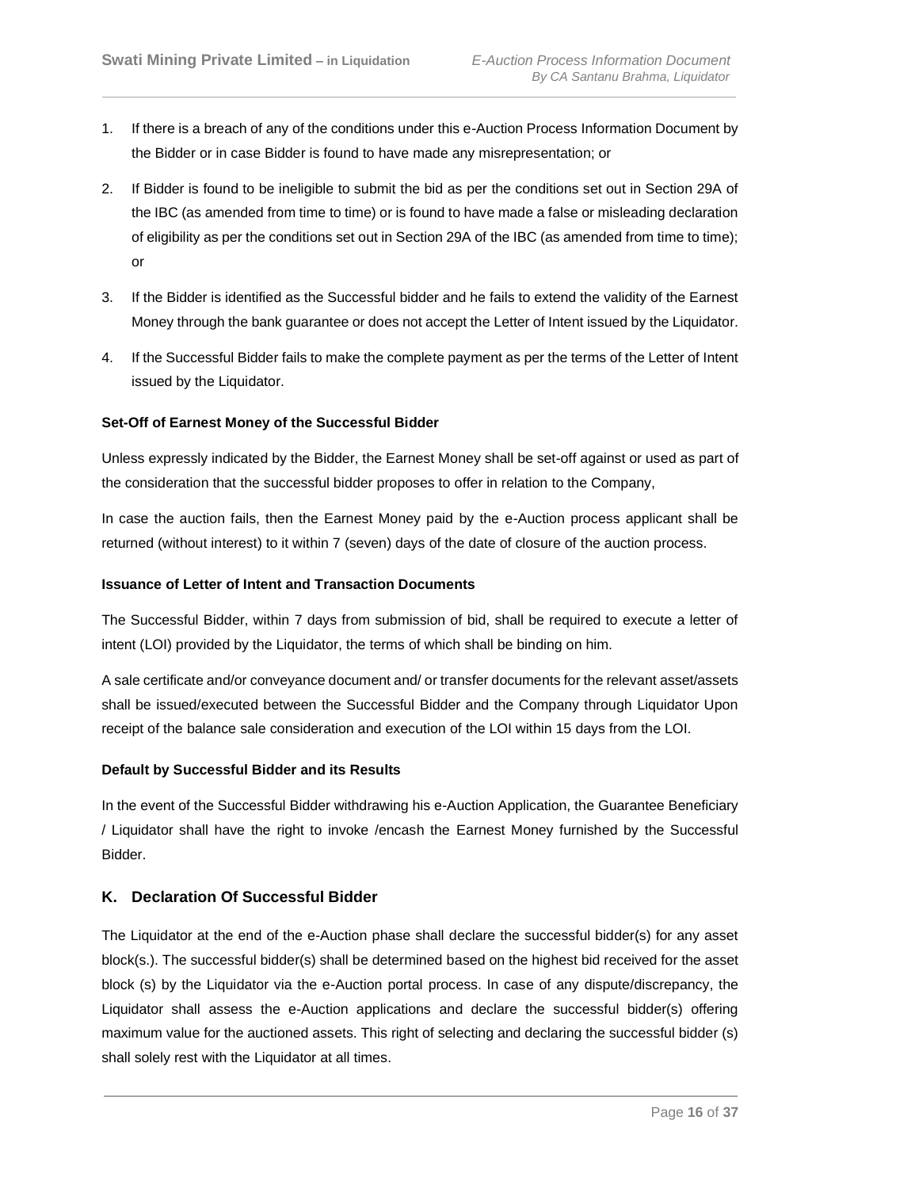1. If there is a breach of any of the conditions under this e-Auction Process Information Document by the Bidder or in case Bidder is found to have made any misrepresentation; or
2. If Bidder is found to be ineligible to submit the bid as per the conditions set out in Section 29A of the IBC (as amended from time to time) or is found to have made a false or misleading declaration of eligibility as per the conditions set out in Section 29A of the IBC (as amended from time to time); or
3. If the Bidder is identified as the Successful bidder and he fails to extend the validity of the Earnest Money through the bank guarantee or does not accept the Letter of Intent issued by the Liquidator.
4. If the Successful Bidder fails to make the complete payment as per the terms of the Letter of Intent issued by the Liquidator.

**Set-Off of Earnest Money of the Successful Bidder**

Unless expressly indicated by the Bidder, the Earnest Money shall be set-off against or used as part of the consideration that the successful bidder proposes to offer in relation to the Company,

In case the auction fails, then the Earnest Money paid by the e-Auction process applicant shall be returned (without interest) to it within 7 (seven) days of the date of closure of the auction process.

**Issuance of Letter of Intent and Transaction Documents**

The Successful Bidder, within 7 days from submission of bid, shall be required to execute a letter of intent (LOI) provided by the Liquidator, the terms of which shall be binding on him.

A sale certificate and/or conveyance document and/ or transfer documents for the relevant asset/assets shall be issued/executed between the Successful Bidder and the Company through Liquidator Upon receipt of the balance sale consideration and execution of the LOI within 15 days from the LOI.

**Default by Successful Bidder and its Results**

In the event of the Successful Bidder withdrawing his e-Auction Application, the Guarantee Beneficiary / Liquidator shall have the right to invoke /encash the Earnest Money furnished by the Successful Bidder.

## K. Declaration Of Successful Bidder

The Liquidator at the end of the e-Auction phase shall declare the successful bidder(s) for any asset block(s.). The successful bidder(s) shall be determined based on the highest bid received for the asset block (s) by the Liquidator via the e-Auction portal process. In case of any dispute/discrepancy, the Liquidator shall assess the e-Auction applications and declare the successful bidder(s) offering maximum value for the auctioned assets. This right of selecting and declaring the successful bidder (s) shall solely rest with the Liquidator at all times.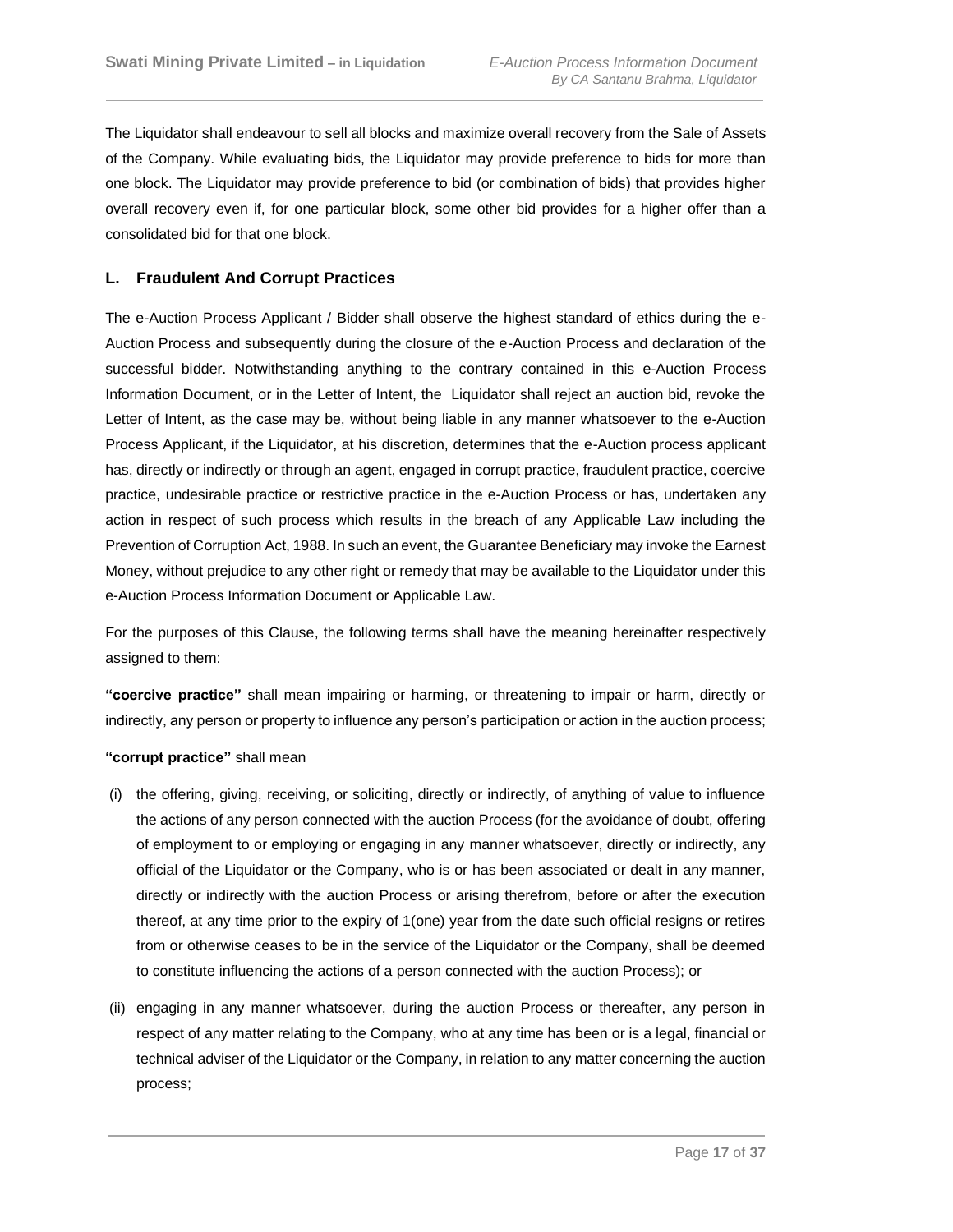The Liquidator shall endeavour to sell all blocks and maximize overall recovery from the Sale of Assets of the Company. While evaluating bids, the Liquidator may provide preference to bids for more than one block. The Liquidator may provide preference to bid (or combination of bids) that provides higher overall recovery even if, for one particular block, some other bid provides for a higher offer than a consolidated bid for that one block.

## L. Fraudulent And Corrupt Practices

The e-Auction Process Applicant / Bidder shall observe the highest standard of ethics during the e-Auction Process and subsequently during the closure of the e-Auction Process and declaration of the successful bidder. Notwithstanding anything to the contrary contained in this e-Auction Process Information Document, or in the Letter of Intent, the Liquidator shall reject an auction bid, revoke the Letter of Intent, as the case may be, without being liable in any manner whatsoever to the e-Auction Process Applicant, if the Liquidator, at his discretion, determines that the e-Auction process applicant has, directly or indirectly or through an agent, engaged in corrupt practice, fraudulent practice, coercive practice, undesirable practice or restrictive practice in the e-Auction Process or has, undertaken any action in respect of such process which results in the breach of any Applicable Law including the Prevention of Corruption Act, 1988. In such an event, the Guarantee Beneficiary may invoke the Earnest Money, without prejudice to any other right or remedy that may be available to the Liquidator under this e-Auction Process Information Document or Applicable Law.

For the purposes of this Clause, the following terms shall have the meaning hereinafter respectively assigned to them:

**"coercive practice"** shall mean impairing or harming, or threatening to impair or harm, directly or indirectly, any person or property to influence any person's participation or action in the auction process;

**"corrupt practice"** shall mean

(i) the offering, giving, receiving, or soliciting, directly or indirectly, of anything of value to influence the actions of any person connected with the auction Process (for the avoidance of doubt, offering of employment to or employing or engaging in any manner whatsoever, directly or indirectly, any official of the Liquidator or the Company, who is or has been associated or dealt in any manner, directly or indirectly with the auction Process or arising therefrom, before or after the execution thereof, at any time prior to the expiry of 1(one) year from the date such official resigns or retires from or otherwise ceases to be in the service of the Liquidator or the Company, shall be deemed to constitute influencing the actions of a person connected with the auction Process); or

(ii) engaging in any manner whatsoever, during the auction Process or thereafter, any person in respect of any matter relating to the Company, who at any time has been or is a legal, financial or technical adviser of the Liquidator or the Company, in relation to any matter concerning the auction process;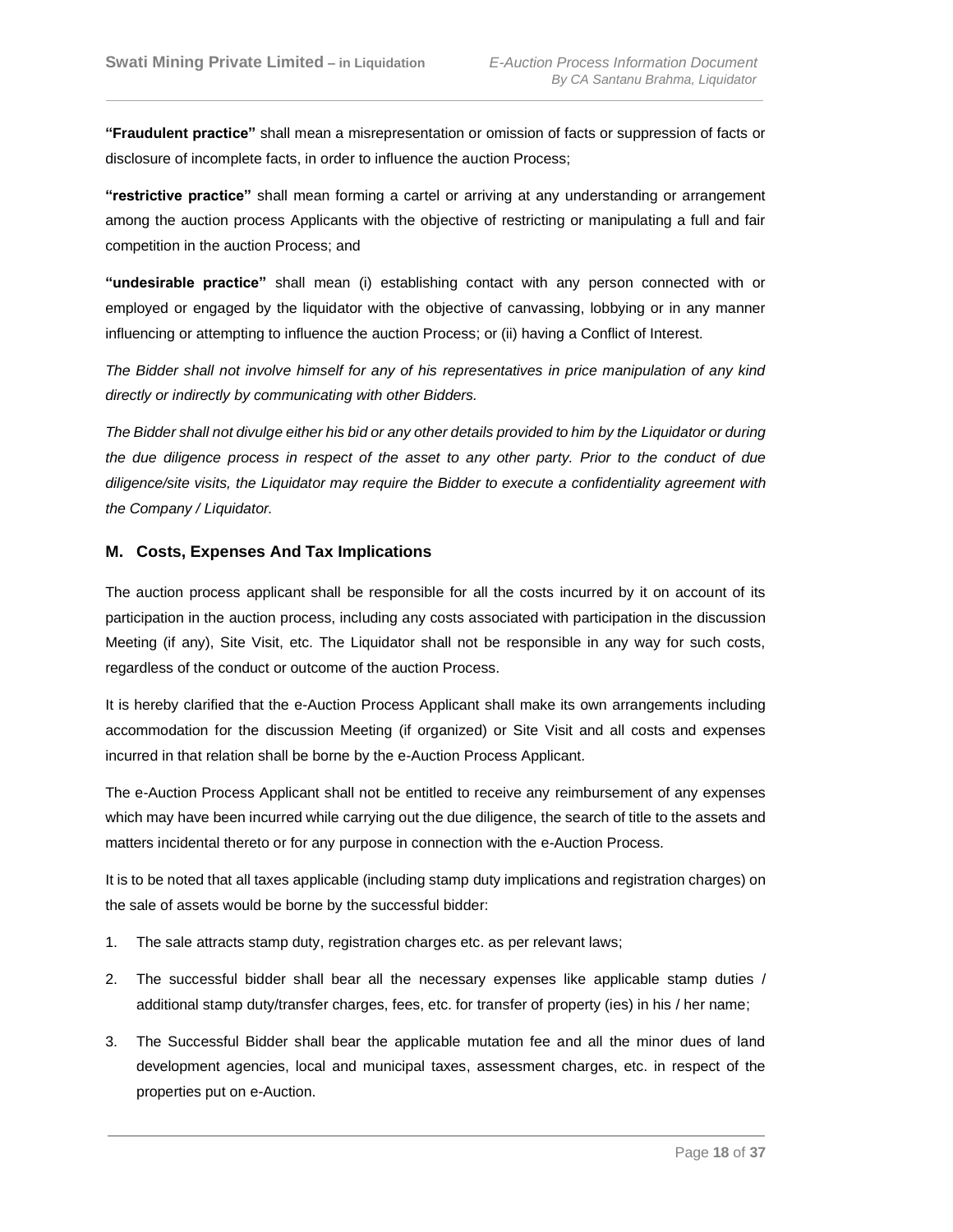**"Fraudulent practice"** shall mean a misrepresentation or omission of facts or suppression of facts or disclosure of incomplete facts, in order to influence the auction Process;

**"restrictive practice"** shall mean forming a cartel or arriving at any understanding or arrangement among the auction process Applicants with the objective of restricting or manipulating a full and fair competition in the auction Process; and

**"undesirable practice"** shall mean (i) establishing contact with any person connected with or employed or engaged by the liquidator with the objective of canvassing, lobbying or in any manner influencing or attempting to influence the auction Process; or (ii) having a Conflict of Interest.

*The Bidder shall not involve himself for any of his representatives in price manipulation of any kind directly or indirectly by communicating with other Bidders.*

*The Bidder shall not divulge either his bid or any other details provided to him by the Liquidator or during the due diligence process in respect of the asset to any other party. Prior to the conduct of due diligence/site visits, the Liquidator may require the Bidder to execute a confidentiality agreement with the Company / Liquidator.*

## M. Costs, Expenses And Tax Implications

The auction process applicant shall be responsible for all the costs incurred by it on account of its participation in the auction process, including any costs associated with participation in the discussion Meeting (if any), Site Visit, etc. The Liquidator shall not be responsible in any way for such costs, regardless of the conduct or outcome of the auction Process.

It is hereby clarified that the e-Auction Process Applicant shall make its own arrangements including accommodation for the discussion Meeting (if organized) or Site Visit and all costs and expenses incurred in that relation shall be borne by the e-Auction Process Applicant.

The e-Auction Process Applicant shall not be entitled to receive any reimbursement of any expenses which may have been incurred while carrying out the due diligence, the search of title to the assets and matters incidental thereto or for any purpose in connection with the e-Auction Process.

It is to be noted that all taxes applicable (including stamp duty implications and registration charges) on the sale of assets would be borne by the successful bidder:

1. The sale attracts stamp duty, registration charges etc. as per relevant laws;
2. The successful bidder shall bear all the necessary expenses like applicable stamp duties / additional stamp duty/transfer charges, fees, etc. for transfer of property (ies) in his / her name;
3. The Successful Bidder shall bear the applicable mutation fee and all the minor dues of land development agencies, local and municipal taxes, assessment charges, etc. in respect of the properties put on e-Auction.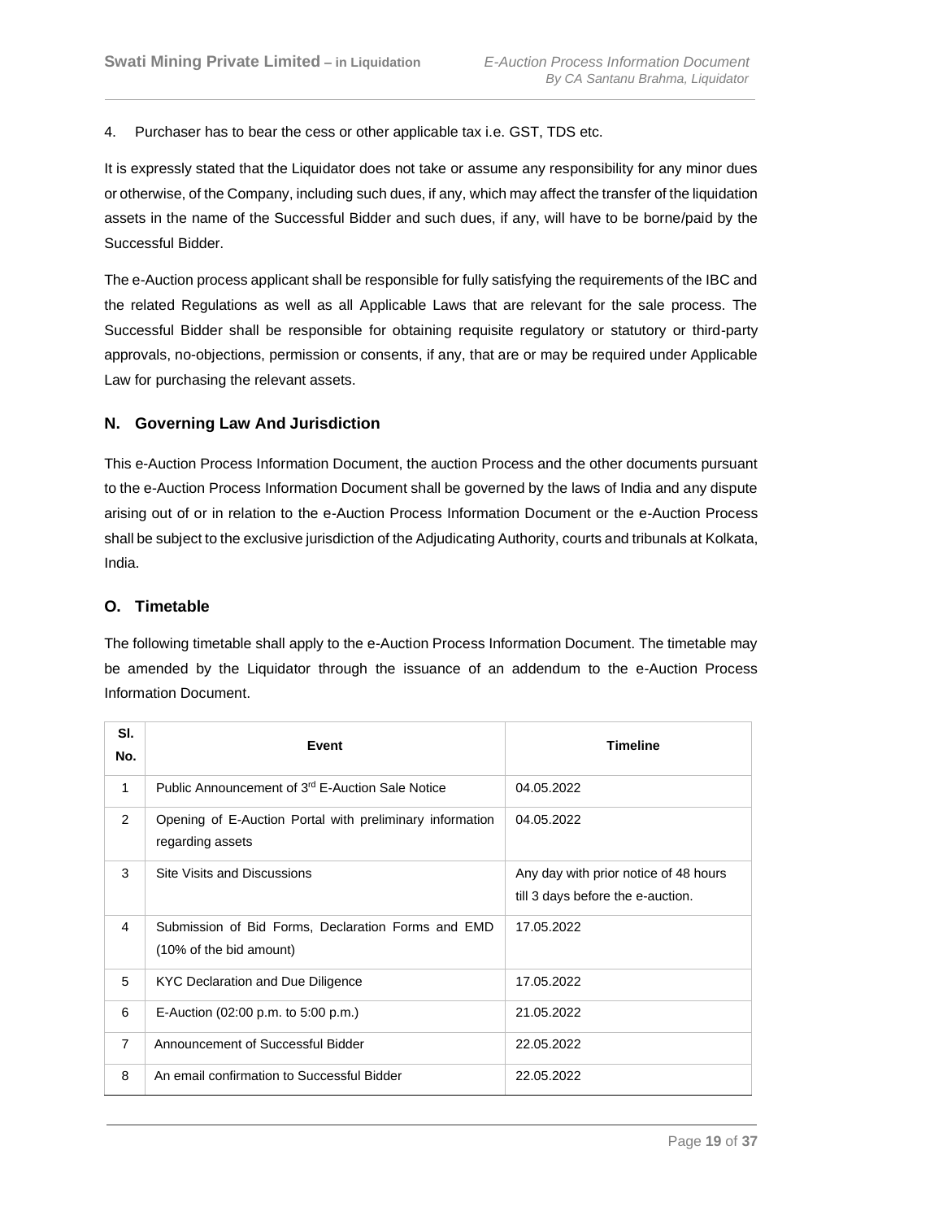4. Purchaser has to bear the cess or other applicable tax i.e. GST, TDS etc.

It is expressly stated that the Liquidator does not take or assume any responsibility for any minor dues or otherwise, of the Company, including such dues, if any, which may affect the transfer of the liquidation assets in the name of the Successful Bidder and such dues, if any, will have to be borne/paid by the Successful Bidder.

The e-Auction process applicant shall be responsible for fully satisfying the requirements of the IBC and the related Regulations as well as all Applicable Laws that are relevant for the sale process. The Successful Bidder shall be responsible for obtaining requisite regulatory or statutory or third-party approvals, no-objections, permission or consents, if any, that are or may be required under Applicable Law for purchasing the relevant assets.

## N. Governing Law And Jurisdiction

This e-Auction Process Information Document, the auction Process and the other documents pursuant to the e-Auction Process Information Document shall be governed by the laws of India and any dispute arising out of or in relation to the e-Auction Process Information Document or the e-Auction Process shall be subject to the exclusive jurisdiction of the Adjudicating Authority, courts and tribunals at Kolkata, India.

## O. Timetable

The following timetable shall apply to the e-Auction Process Information Document. The timetable may be amended by the Liquidator through the issuance of an addendum to the e-Auction Process Information Document.

| Sl. No. | Event | Timeline |
|---|---|---|
| 1 | Public Announcement of 3rd E-Auction Sale Notice | 04.05.2022 |
| 2 | Opening of E-Auction Portal with preliminary information regarding assets | 04.05.2022 |
| 3 | Site Visits and Discussions | Any day with prior notice of 48 hours till 3 days before the e-auction. |
| 4 | Submission of Bid Forms, Declaration Forms and EMD (10% of the bid amount) | 17.05.2022 |
| 5 | KYC Declaration and Due Diligence | 17.05.2022 |
| 6 | E-Auction (02:00 p.m. to 5:00 p.m.) | 21.05.2022 |
| 7 | Announcement of Successful Bidder | 22.05.2022 |
| 8 | An email confirmation to Successful Bidder | 22.05.2022 |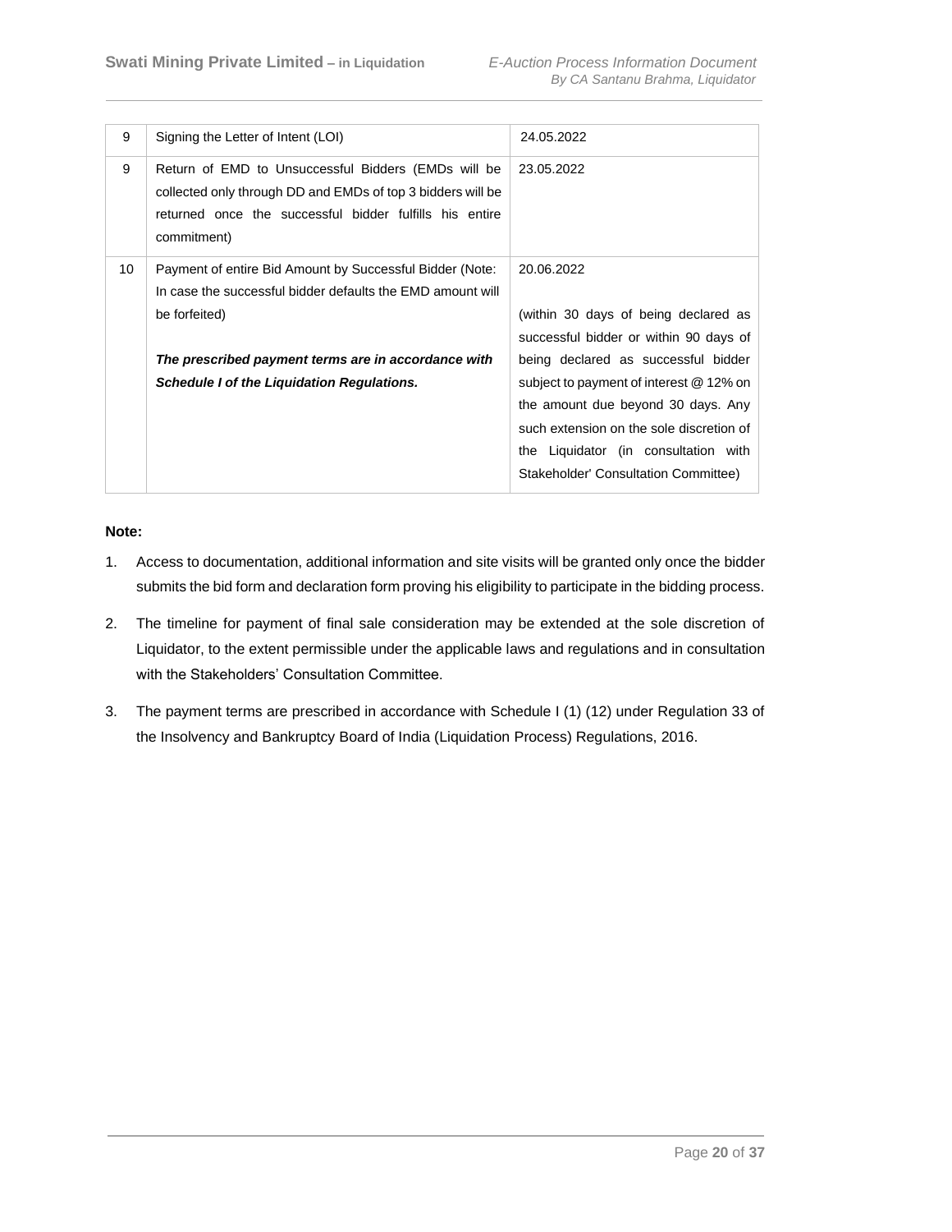| 9 | Signing the Letter of Intent (LOI) | 24.05.2022 |
|---|---|---|
| 9 | Return of EMD to Unsuccessful Bidders (EMDs will be collected only through DD and EMDs of top 3 bidders will be returned once the successful bidder fulfills his entire commitment) | 23.05.2022 |
| 10 | Payment of entire Bid Amount by Successful Bidder (Note: In case the successful bidder defaults the EMD amount will be forfeited)<br><br>***The prescribed payment terms are in accordance with Schedule I of the Liquidation Regulations.*** | 20.06.2022<br><br>(within 30 days of being declared as successful bidder or within 90 days of being declared as successful bidder subject to payment of interest @ 12% on the amount due beyond 30 days. Any such extension on the sole discretion of the Liquidator (in consultation with Stakeholder' Consultation Committee) |

**Note:**

1. Access to documentation, additional information and site visits will be granted only once the bidder submits the bid form and declaration form proving his eligibility to participate in the bidding process.
2. The timeline for payment of final sale consideration may be extended at the sole discretion of Liquidator, to the extent permissible under the applicable laws and regulations and in consultation with the Stakeholders' Consultation Committee.
3. The payment terms are prescribed in accordance with Schedule I (1) (12) under Regulation 33 of the Insolvency and Bankruptcy Board of India (Liquidation Process) Regulations, 2016.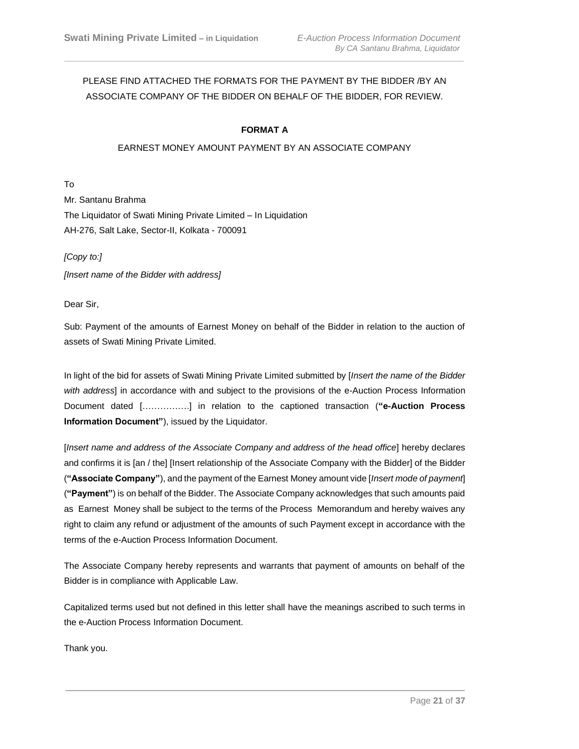PLEASE FIND ATTACHED THE FORMATS FOR THE PAYMENT BY THE BIDDER /BY AN ASSOCIATE COMPANY OF THE BIDDER ON BEHALF OF THE BIDDER, FOR REVIEW.

**FORMAT A**

EARNEST MONEY AMOUNT PAYMENT BY AN ASSOCIATE COMPANY

To

Mr. Santanu Brahma

The Liquidator of Swati Mining Private Limited – In Liquidation

AH-276, Salt Lake, Sector-II, Kolkata - 700091

*[Copy to:]*

*[Insert name of the Bidder with address]*

Dear Sir,

Sub: Payment of the amounts of Earnest Money on behalf of the Bidder in relation to the auction of assets of Swati Mining Private Limited.

In light of the bid for assets of Swati Mining Private Limited submitted by [*Insert the name of the Bidder with address*] in accordance with and subject to the provisions of the e-Auction Process Information Document dated […………….] in relation to the captioned transaction (**"e-Auction Process Information Document"**), issued by the Liquidator.

[*Insert name and address of the Associate Company and address of the head office*] hereby declares and confirms it is [an / the] [Insert relationship of the Associate Company with the Bidder] of the Bidder (**"Associate Company"**), and the payment of the Earnest Money amount vide [*Insert mode of payment*] (**"Payment"**) is on behalf of the Bidder. The Associate Company acknowledges that such amounts paid as Earnest Money shall be subject to the terms of the Process Memorandum and hereby waives any right to claim any refund or adjustment of the amounts of such Payment except in accordance with the terms of the e-Auction Process Information Document.

The Associate Company hereby represents and warrants that payment of amounts on behalf of the Bidder is in compliance with Applicable Law.

Capitalized terms used but not defined in this letter shall have the meanings ascribed to such terms in the e-Auction Process Information Document.

Thank you.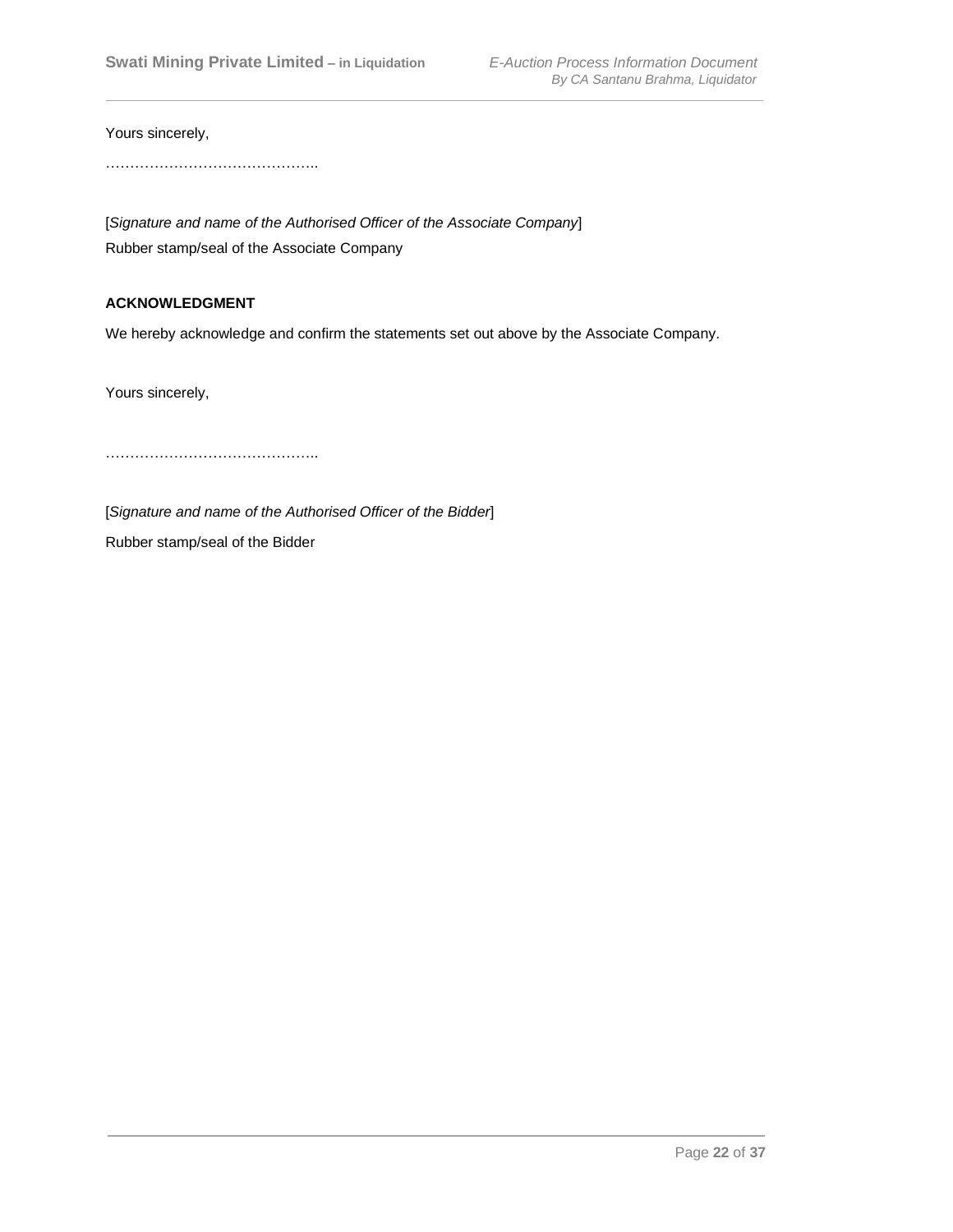Yours sincerely,

……………………………………..

[*Signature and name of the Authorised Officer of the Associate Company*]

Rubber stamp/seal of the Associate Company

**ACKNOWLEDGMENT**

We hereby acknowledge and confirm the statements set out above by the Associate Company.

Yours sincerely,

……………………………………..

[*Signature and name of the Authorised Officer of the Bidder*]

Rubber stamp/seal of the Bidder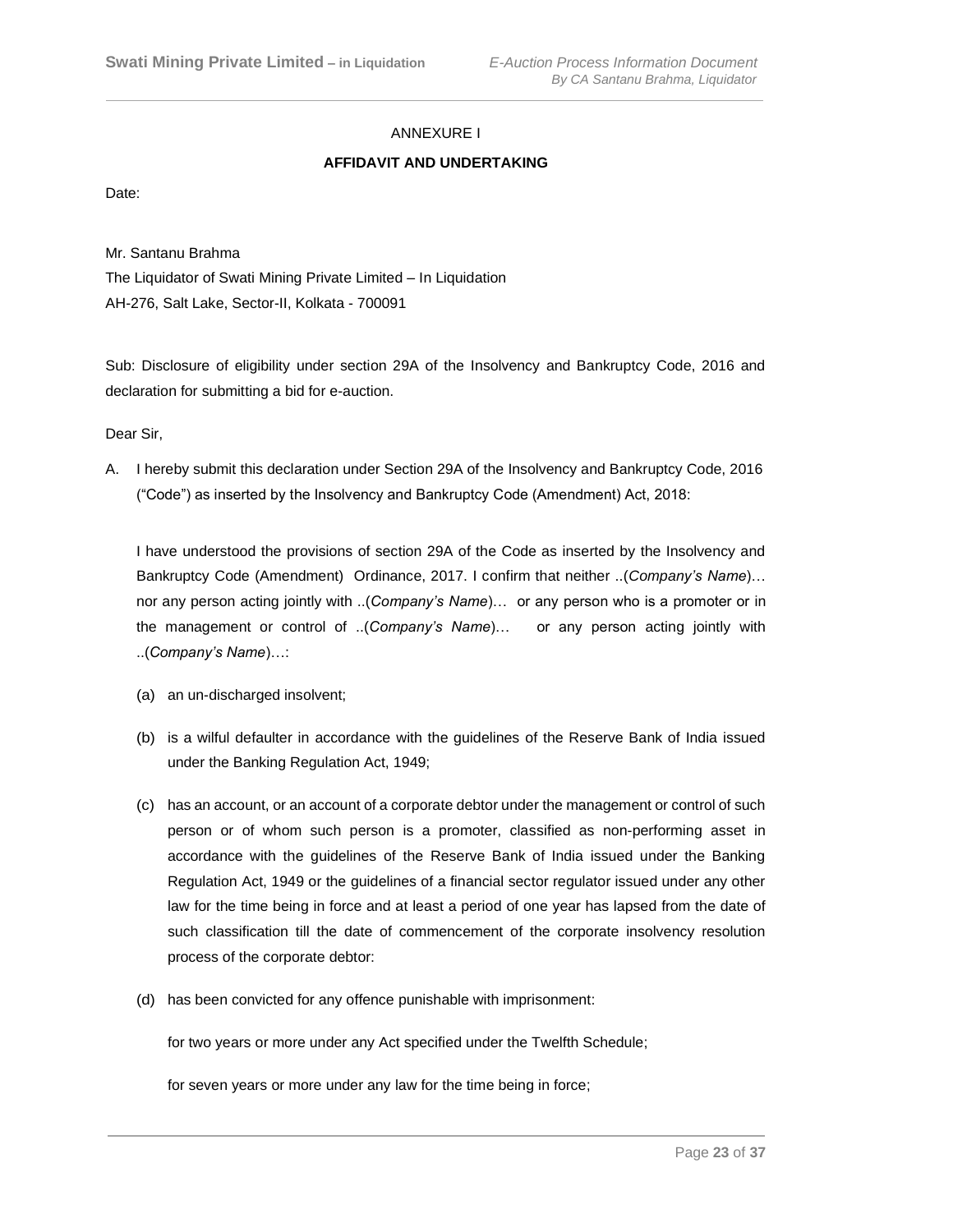ANNEXURE I

**AFFIDAVIT AND UNDERTAKING**

Date:

Mr. Santanu Brahma

The Liquidator of Swati Mining Private Limited – In Liquidation

AH-276, Salt Lake, Sector-II, Kolkata - 700091

Sub: Disclosure of eligibility under section 29A of the Insolvency and Bankruptcy Code, 2016 and declaration for submitting a bid for e-auction.

Dear Sir,

A. I hereby submit this declaration under Section 29A of the Insolvency and Bankruptcy Code, 2016 ("Code") as inserted by the Insolvency and Bankruptcy Code (Amendment) Act, 2018:

   I have understood the provisions of section 29A of the Code as inserted by the Insolvency and Bankruptcy Code (Amendment) Ordinance, 2017. I confirm that neither ..(*Company's Name*)… nor any person acting jointly with ..(*Company's Name*)… or any person who is a promoter or in the management or control of ..(*Company's Name*)… or any person acting jointly with ..(*Company's Name*)…:

   (a) an un-discharged insolvent;

   (b) is a wilful defaulter in accordance with the guidelines of the Reserve Bank of India issued under the Banking Regulation Act, 1949;

   (c) has an account, or an account of a corporate debtor under the management or control of such person or of whom such person is a promoter, classified as non-performing asset in accordance with the guidelines of the Reserve Bank of India issued under the Banking Regulation Act, 1949 or the guidelines of a financial sector regulator issued under any other law for the time being in force and at least a period of one year has lapsed from the date of such classification till the date of commencement of the corporate insolvency resolution process of the corporate debtor:

   (d) has been convicted for any offence punishable with imprisonment:

   for two years or more under any Act specified under the Twelfth Schedule;

   for seven years or more under any law for the time being in force;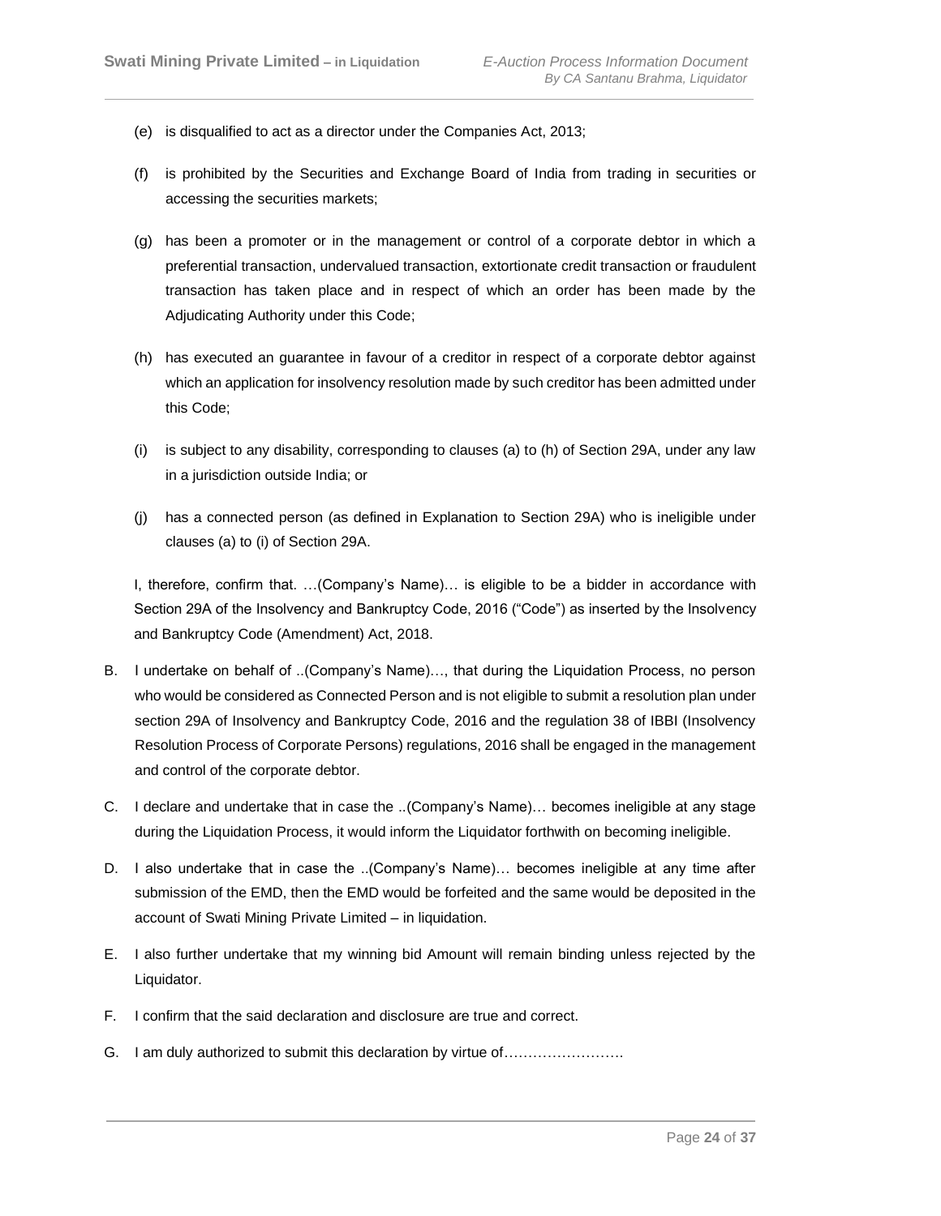(e) is disqualified to act as a director under the Companies Act, 2013;

(f) is prohibited by the Securities and Exchange Board of India from trading in securities or accessing the securities markets;

(g) has been a promoter or in the management or control of a corporate debtor in which a preferential transaction, undervalued transaction, extortionate credit transaction or fraudulent transaction has taken place and in respect of which an order has been made by the Adjudicating Authority under this Code;

(h) has executed an guarantee in favour of a creditor in respect of a corporate debtor against which an application for insolvency resolution made by such creditor has been admitted under this Code;

(i) is subject to any disability, corresponding to clauses (a) to (h) of Section 29A, under any law in a jurisdiction outside India; or

(j) has a connected person (as defined in Explanation to Section 29A) who is ineligible under clauses (a) to (i) of Section 29A.

I, therefore, confirm that. …(Company's Name)… is eligible to be a bidder in accordance with Section 29A of the Insolvency and Bankruptcy Code, 2016 ("Code") as inserted by the Insolvency and Bankruptcy Code (Amendment) Act, 2018.

B. I undertake on behalf of ..(Company's Name)…, that during the Liquidation Process, no person who would be considered as Connected Person and is not eligible to submit a resolution plan under section 29A of Insolvency and Bankruptcy Code, 2016 and the regulation 38 of IBBI (Insolvency Resolution Process of Corporate Persons) regulations, 2016 shall be engaged in the management and control of the corporate debtor.

C. I declare and undertake that in case the ..(Company's Name)… becomes ineligible at any stage during the Liquidation Process, it would inform the Liquidator forthwith on becoming ineligible.

D. I also undertake that in case the ..(Company's Name)… becomes ineligible at any time after submission of the EMD, then the EMD would be forfeited and the same would be deposited in the account of Swati Mining Private Limited – in liquidation.

E. I also further undertake that my winning bid Amount will remain binding unless rejected by the Liquidator.

F. I confirm that the said declaration and disclosure are true and correct.

G. I am duly authorized to submit this declaration by virtue of…………………….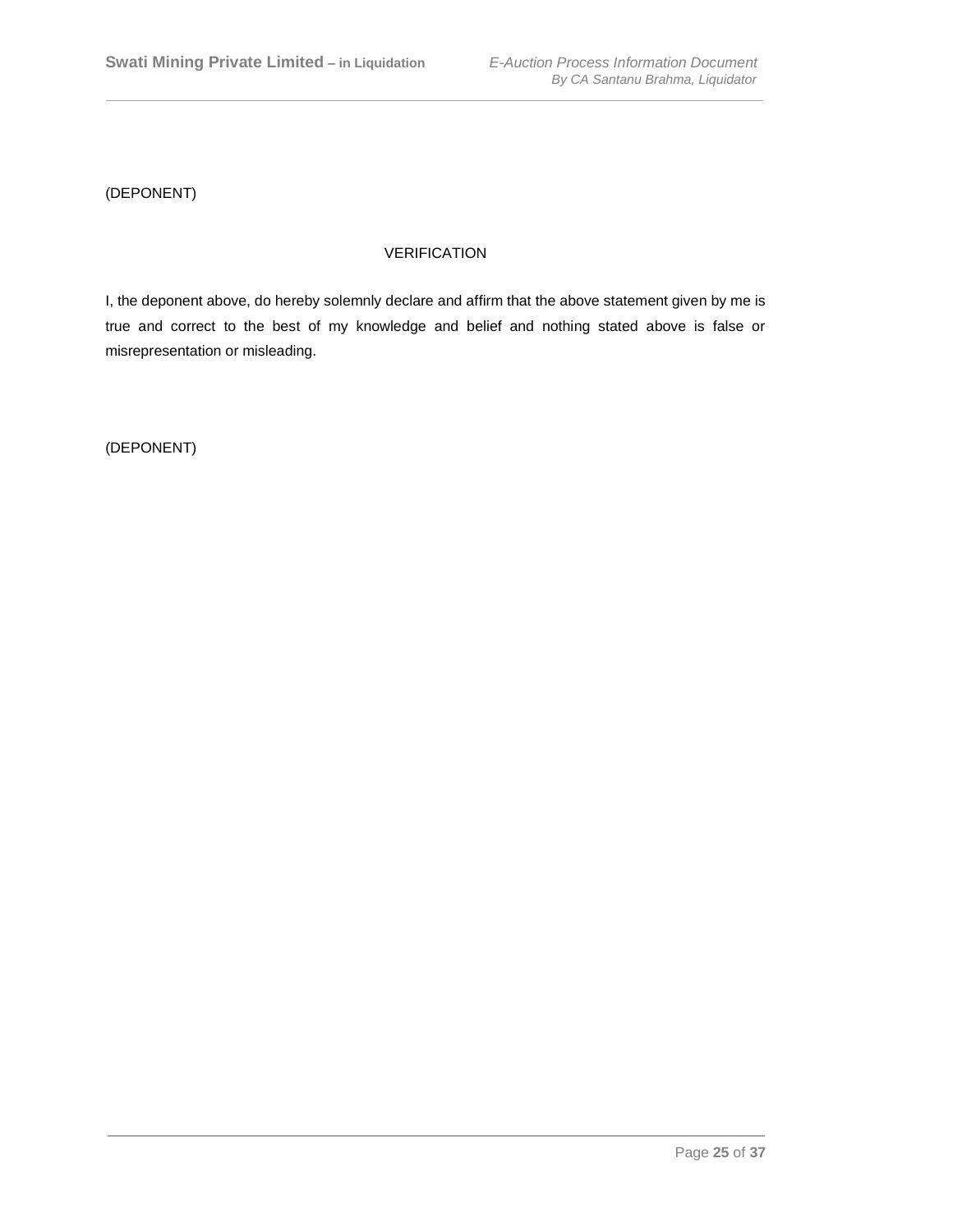(DEPONENT)

VERIFICATION

I, the deponent above, do hereby solemnly declare and affirm that the above statement given by me is true and correct to the best of my knowledge and belief and nothing stated above is false or misrepresentation or misleading.

(DEPONENT)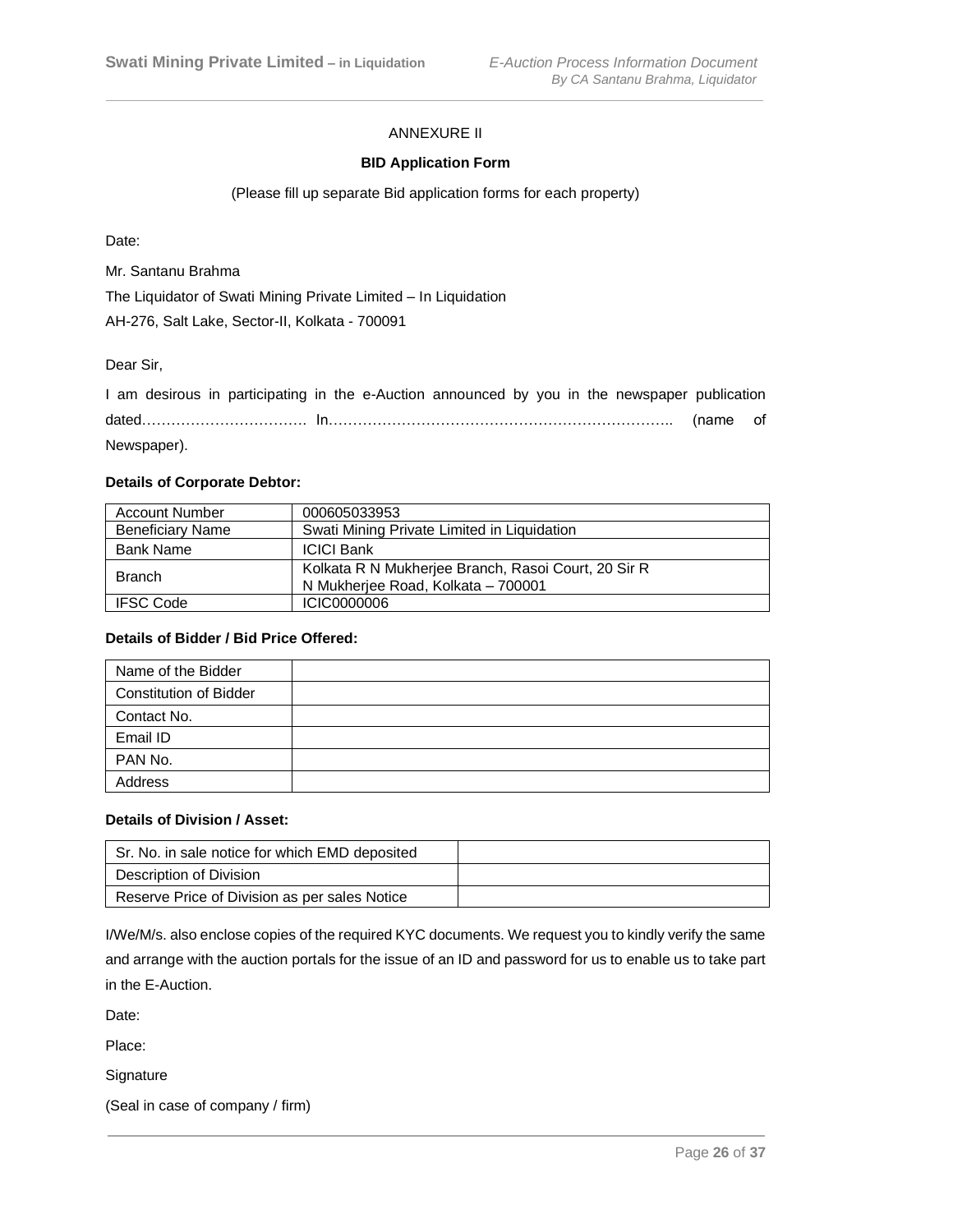ANNEXURE II

**BID Application Form**

(Please fill up separate Bid application forms for each property)

Date:

Mr. Santanu Brahma

The Liquidator of Swati Mining Private Limited – In Liquidation

AH-276, Salt Lake, Sector-II, Kolkata - 700091

Dear Sir,

I am desirous in participating in the e-Auction announced by you in the newspaper publication dated……………………………. In……………………………………………………………….. (name of Newspaper).

**Details of Corporate Debtor:**

| | |
|---|---|
| Account Number | 000605033953 |
| Beneficiary Name | Swati Mining Private Limited in Liquidation |
| Bank Name | ICICI Bank |
| Branch | Kolkata R N Mukherjee Branch, Rasoi Court, 20 Sir R N Mukherjee Road, Kolkata – 700001 |
| IFSC Code | ICIC0000006 |

**Details of Bidder / Bid Price Offered:**

| | |
|---|---|
| Name of the Bidder | |
| Constitution of Bidder | |
| Contact No. | |
| Email ID | |
| PAN No. | |
| Address | |

**Details of Division / Asset:**

| | |
|---|---|
| Sr. No. in sale notice for which EMD deposited | |
| Description of Division | |
| Reserve Price of Division as per sales Notice | |

I/We/M/s. also enclose copies of the required KYC documents. We request you to kindly verify the same and arrange with the auction portals for the issue of an ID and password for us to enable us to take part in the E-Auction.

Date:

Place:

Signature

(Seal in case of company / firm)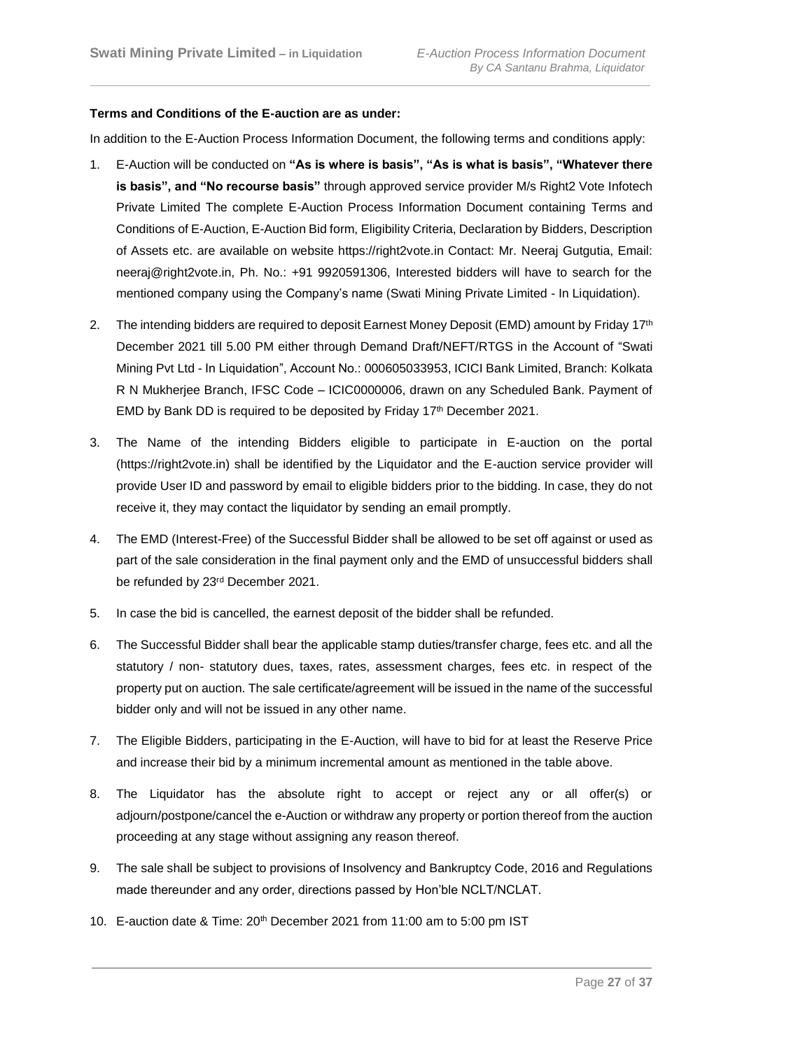**Terms and Conditions of the E-auction are as under:**

In addition to the E-Auction Process Information Document, the following terms and conditions apply:

1. E-Auction will be conducted on **"As is where is basis", "As is what is basis", "Whatever there is basis", and "No recourse basis"** through approved service provider M/s Right2 Vote Infotech Private Limited The complete E-Auction Process Information Document containing Terms and Conditions of E-Auction, E-Auction Bid form, Eligibility Criteria, Declaration by Bidders, Description of Assets etc. are available on website https://right2vote.in Contact: Mr. Neeraj Gutgutia, Email: neeraj@right2vote.in, Ph. No.: +91 9920591306, Interested bidders will have to search for the mentioned company using the Company's name (Swati Mining Private Limited - In Liquidation).

2. The intending bidders are required to deposit Earnest Money Deposit (EMD) amount by Friday 17th December 2021 till 5.00 PM either through Demand Draft/NEFT/RTGS in the Account of "Swati Mining Pvt Ltd - In Liquidation", Account No.: 000605033953, ICICI Bank Limited, Branch: Kolkata R N Mukherjee Branch, IFSC Code – ICIC0000006, drawn on any Scheduled Bank. Payment of EMD by Bank DD is required to be deposited by Friday 17th December 2021.

3. The Name of the intending Bidders eligible to participate in E-auction on the portal (https://right2vote.in) shall be identified by the Liquidator and the E-auction service provider will provide User ID and password by email to eligible bidders prior to the bidding. In case, they do not receive it, they may contact the liquidator by sending an email promptly.

4. The EMD (Interest-Free) of the Successful Bidder shall be allowed to be set off against or used as part of the sale consideration in the final payment only and the EMD of unsuccessful bidders shall be refunded by 23rd December 2021.

5. In case the bid is cancelled, the earnest deposit of the bidder shall be refunded.

6. The Successful Bidder shall bear the applicable stamp duties/transfer charge, fees etc. and all the statutory / non- statutory dues, taxes, rates, assessment charges, fees etc. in respect of the property put on auction. The sale certificate/agreement will be issued in the name of the successful bidder only and will not be issued in any other name.

7. The Eligible Bidders, participating in the E-Auction, will have to bid for at least the Reserve Price and increase their bid by a minimum incremental amount as mentioned in the table above.

8. The Liquidator has the absolute right to accept or reject any or all offer(s) or adjourn/postpone/cancel the e-Auction or withdraw any property or portion thereof from the auction proceeding at any stage without assigning any reason thereof.

9. The sale shall be subject to provisions of Insolvency and Bankruptcy Code, 2016 and Regulations made thereunder and any order, directions passed by Hon'ble NCLT/NCLAT.

10. E-auction date & Time: 20th December 2021 from 11:00 am to 5:00 pm IST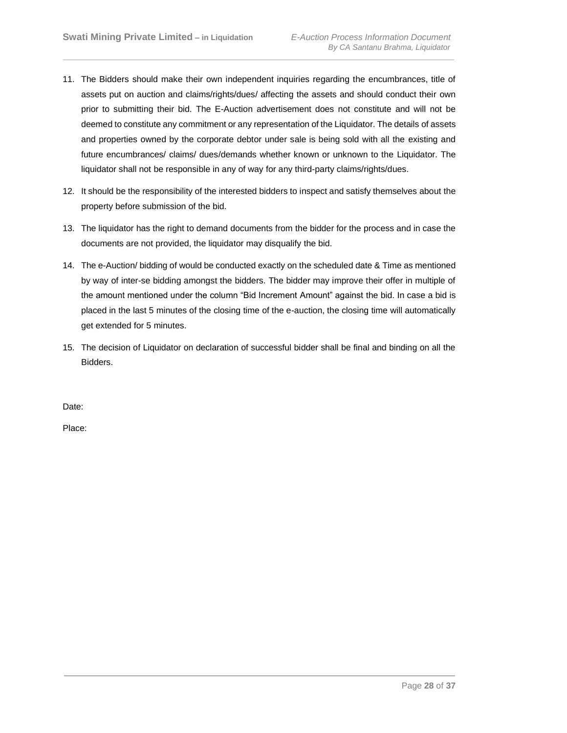11. The Bidders should make their own independent inquiries regarding the encumbrances, title of assets put on auction and claims/rights/dues/ affecting the assets and should conduct their own prior to submitting their bid. The E-Auction advertisement does not constitute and will not be deemed to constitute any commitment or any representation of the Liquidator. The details of assets and properties owned by the corporate debtor under sale is being sold with all the existing and future encumbrances/ claims/ dues/demands whether known or unknown to the Liquidator. The liquidator shall not be responsible in any of way for any third-party claims/rights/dues.

12. It should be the responsibility of the interested bidders to inspect and satisfy themselves about the property before submission of the bid.

13. The liquidator has the right to demand documents from the bidder for the process and in case the documents are not provided, the liquidator may disqualify the bid.

14. The e-Auction/ bidding of would be conducted exactly on the scheduled date & Time as mentioned by way of inter-se bidding amongst the bidders. The bidder may improve their offer in multiple of the amount mentioned under the column "Bid Increment Amount" against the bid. In case a bid is placed in the last 5 minutes of the closing time of the e-auction, the closing time will automatically get extended for 5 minutes.

15. The decision of Liquidator on declaration of successful bidder shall be final and binding on all the Bidders.

Date:

Place: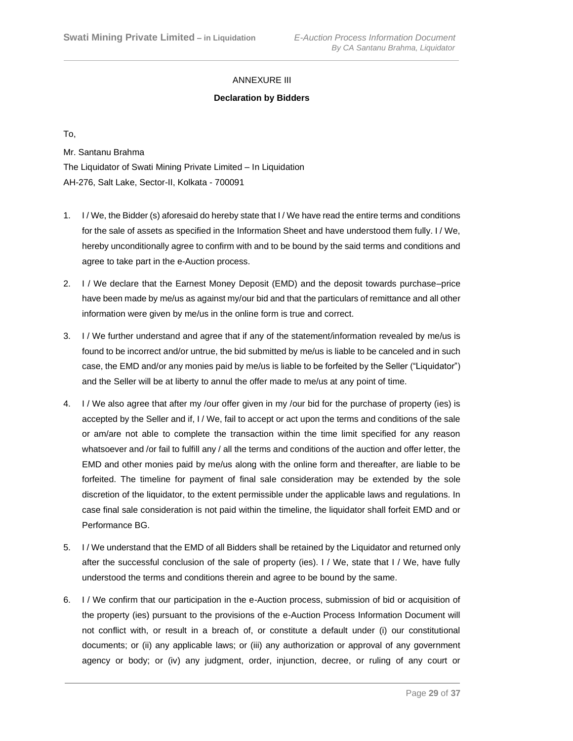ANNEXURE III

**Declaration by Bidders**

To,

Mr. Santanu Brahma
The Liquidator of Swati Mining Private Limited – In Liquidation
AH-276, Salt Lake, Sector-II, Kolkata - 700091

1. I / We, the Bidder (s) aforesaid do hereby state that I / We have read the entire terms and conditions for the sale of assets as specified in the Information Sheet and have understood them fully. I / We, hereby unconditionally agree to confirm with and to be bound by the said terms and conditions and agree to take part in the e-Auction process.

2. I / We declare that the Earnest Money Deposit (EMD) and the deposit towards purchase–price have been made by me/us as against my/our bid and that the particulars of remittance and all other information were given by me/us in the online form is true and correct.

3. I / We further understand and agree that if any of the statement/information revealed by me/us is found to be incorrect and/or untrue, the bid submitted by me/us is liable to be canceled and in such case, the EMD and/or any monies paid by me/us is liable to be forfeited by the Seller ("Liquidator") and the Seller will be at liberty to annul the offer made to me/us at any point of time.

4. I / We also agree that after my /our offer given in my /our bid for the purchase of property (ies) is accepted by the Seller and if, I / We, fail to accept or act upon the terms and conditions of the sale or am/are not able to complete the transaction within the time limit specified for any reason whatsoever and /or fail to fulfill any / all the terms and conditions of the auction and offer letter, the EMD and other monies paid by me/us along with the online form and thereafter, are liable to be forfeited. The timeline for payment of final sale consideration may be extended by the sole discretion of the liquidator, to the extent permissible under the applicable laws and regulations. In case final sale consideration is not paid within the timeline, the liquidator shall forfeit EMD and or Performance BG.

5. I / We understand that the EMD of all Bidders shall be retained by the Liquidator and returned only after the successful conclusion of the sale of property (ies). I / We, state that I / We, have fully understood the terms and conditions therein and agree to be bound by the same.

6. I / We confirm that our participation in the e-Auction process, submission of bid or acquisition of the property (ies) pursuant to the provisions of the e-Auction Process Information Document will not conflict with, or result in a breach of, or constitute a default under (i) our constitutional documents; or (ii) any applicable laws; or (iii) any authorization or approval of any government agency or body; or (iv) any judgment, order, injunction, decree, or ruling of any court or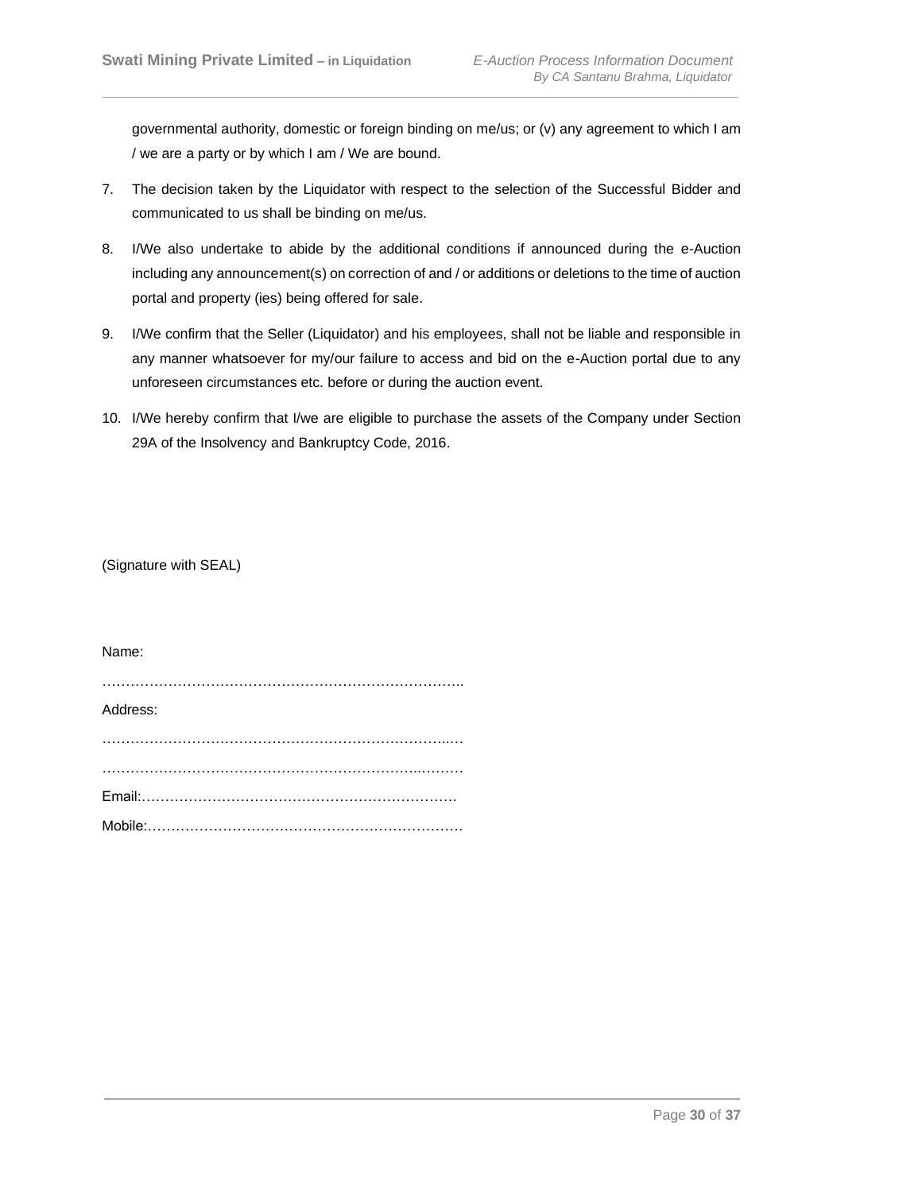governmental authority, domestic or foreign binding on me/us; or (v) any agreement to which I am / we are a party or by which I am / We are bound.

7. The decision taken by the Liquidator with respect to the selection of the Successful Bidder and communicated to us shall be binding on me/us.

8. I/We also undertake to abide by the additional conditions if announced during the e-Auction including any announcement(s) on correction of and / or additions or deletions to the time of auction portal and property (ies) being offered for sale.

9. I/We confirm that the Seller (Liquidator) and his employees, shall not be liable and responsible in any manner whatsoever for my/our failure to access and bid on the e-Auction portal due to any unforeseen circumstances etc. before or during the auction event.

10. I/We hereby confirm that I/we are eligible to purchase the assets of the Company under Section 29A of the Insolvency and Bankruptcy Code, 2016.

(Signature with SEAL)

Name:

…………………………………………………………………..

Address:

…………………………………………………………………..…

……………………………………………………………..………

Email:………………………………………………………….

Mobile:…………………………………………………………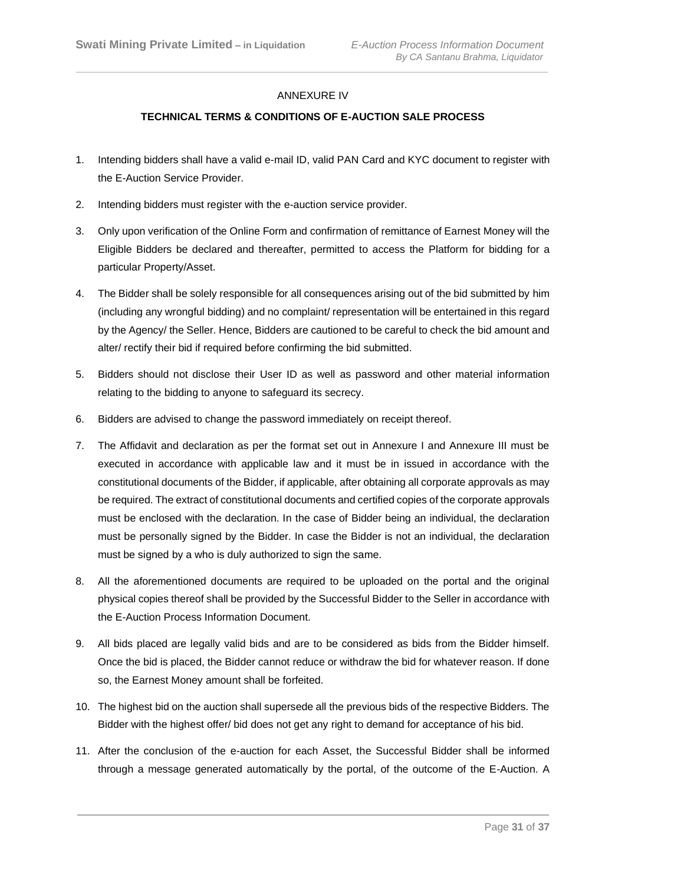ANNEXURE IV

**TECHNICAL TERMS & CONDITIONS OF E-AUCTION SALE PROCESS**

1. Intending bidders shall have a valid e-mail ID, valid PAN Card and KYC document to register with the E-Auction Service Provider.
2. Intending bidders must register with the e-auction service provider.
3. Only upon verification of the Online Form and confirmation of remittance of Earnest Money will the Eligible Bidders be declared and thereafter, permitted to access the Platform for bidding for a particular Property/Asset.
4. The Bidder shall be solely responsible for all consequences arising out of the bid submitted by him (including any wrongful bidding) and no complaint/ representation will be entertained in this regard by the Agency/ the Seller. Hence, Bidders are cautioned to be careful to check the bid amount and alter/ rectify their bid if required before confirming the bid submitted.
5. Bidders should not disclose their User ID as well as password and other material information relating to the bidding to anyone to safeguard its secrecy.
6. Bidders are advised to change the password immediately on receipt thereof.
7. The Affidavit and declaration as per the format set out in Annexure I and Annexure III must be executed in accordance with applicable law and it must be in issued in accordance with the constitutional documents of the Bidder, if applicable, after obtaining all corporate approvals as may be required. The extract of constitutional documents and certified copies of the corporate approvals must be enclosed with the declaration. In the case of Bidder being an individual, the declaration must be personally signed by the Bidder. In case the Bidder is not an individual, the declaration must be signed by a who is duly authorized to sign the same.
8. All the aforementioned documents are required to be uploaded on the portal and the original physical copies thereof shall be provided by the Successful Bidder to the Seller in accordance with the E-Auction Process Information Document.
9. All bids placed are legally valid bids and are to be considered as bids from the Bidder himself. Once the bid is placed, the Bidder cannot reduce or withdraw the bid for whatever reason. If done so, the Earnest Money amount shall be forfeited.
10. The highest bid on the auction shall supersede all the previous bids of the respective Bidders. The Bidder with the highest offer/ bid does not get any right to demand for acceptance of his bid.
11. After the conclusion of the e-auction for each Asset, the Successful Bidder shall be informed through a message generated automatically by the portal, of the outcome of the E-Auction. A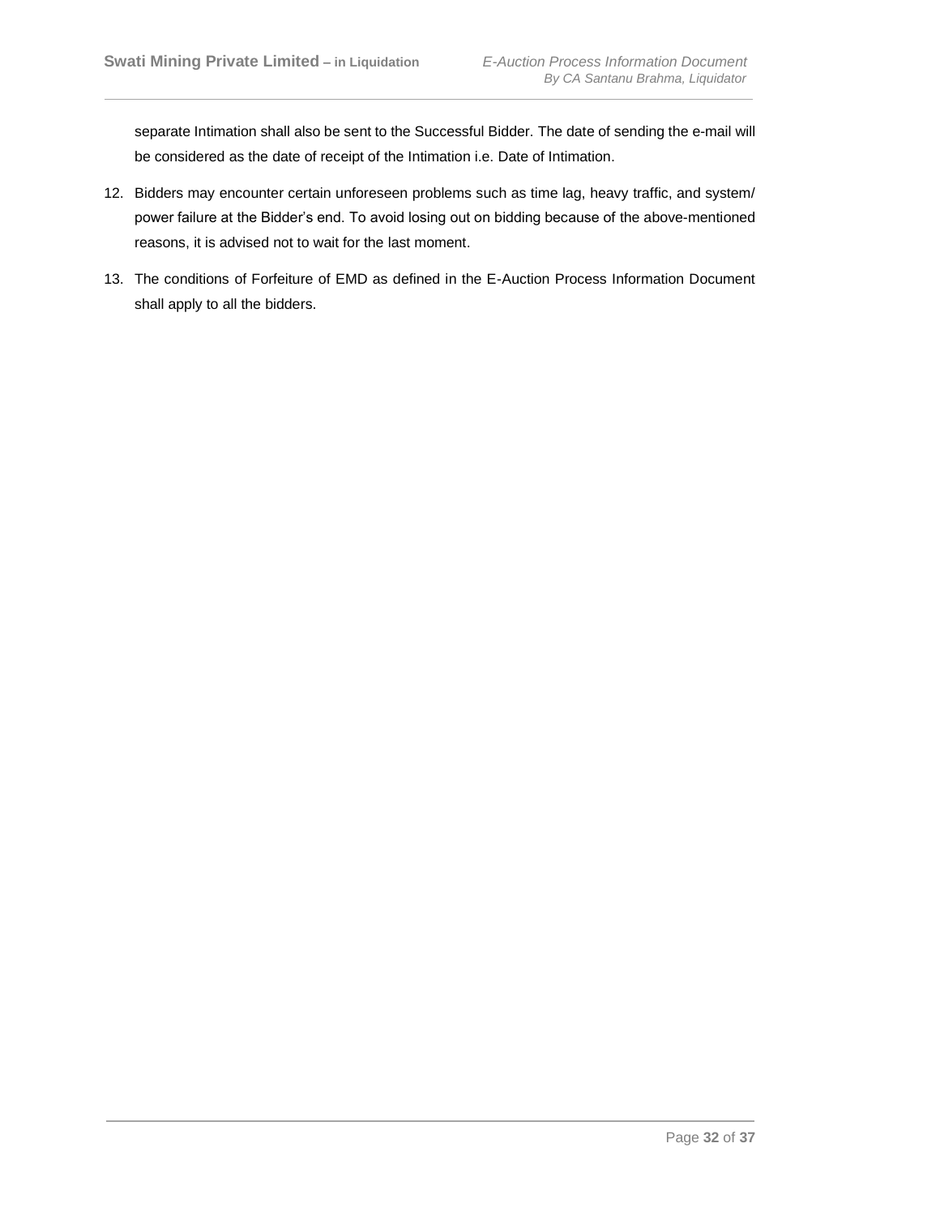separate Intimation shall also be sent to the Successful Bidder. The date of sending the e-mail will be considered as the date of receipt of the Intimation i.e. Date of Intimation.

12. Bidders may encounter certain unforeseen problems such as time lag, heavy traffic, and system/ power failure at the Bidder's end. To avoid losing out on bidding because of the above-mentioned reasons, it is advised not to wait for the last moment.

13. The conditions of Forfeiture of EMD as defined in the E-Auction Process Information Document shall apply to all the bidders.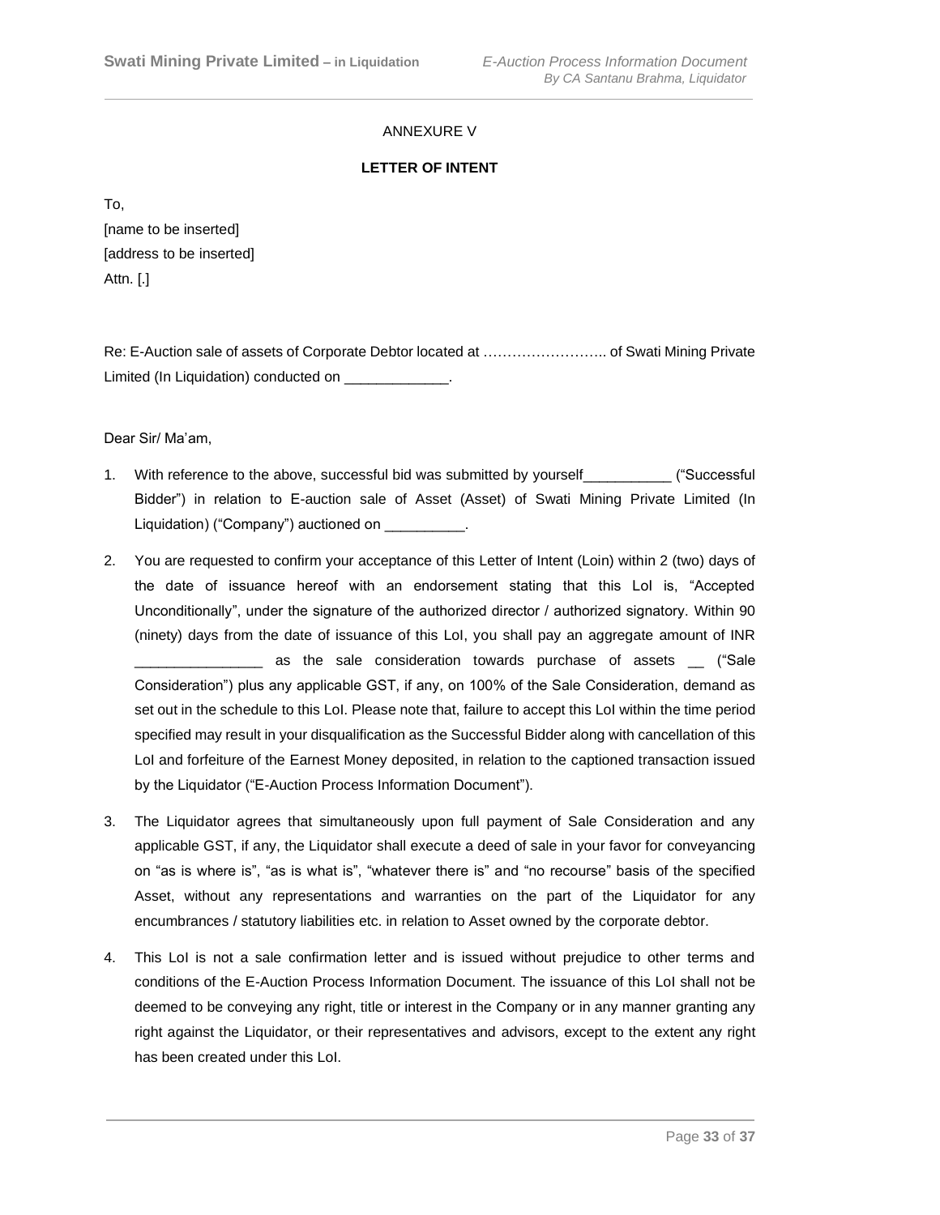ANNEXURE V

**LETTER OF INTENT**

To,
[name to be inserted]
[address to be inserted]
Attn. [.]

Re: E-Auction sale of assets of Corporate Debtor located at …………………….. of Swati Mining Private Limited (In Liquidation) conducted on _____________.

Dear Sir/ Ma'am,

1. With reference to the above, successful bid was submitted by yourself___________ ("Successful Bidder") in relation to E-auction sale of Asset (Asset) of Swati Mining Private Limited (In Liquidation) ("Company") auctioned on __________.

2. You are requested to confirm your acceptance of this Letter of Intent (Loin) within 2 (two) days of the date of issuance hereof with an endorsement stating that this LoI is, "Accepted Unconditionally", under the signature of the authorized director / authorized signatory. Within 90 (ninety) days from the date of issuance of this LoI, you shall pay an aggregate amount of INR ________________ as the sale consideration towards purchase of assets __ ("Sale Consideration") plus any applicable GST, if any, on 100% of the Sale Consideration, demand as set out in the schedule to this LoI. Please note that, failure to accept this LoI within the time period specified may result in your disqualification as the Successful Bidder along with cancellation of this LoI and forfeiture of the Earnest Money deposited, in relation to the captioned transaction issued by the Liquidator ("E-Auction Process Information Document").

3. The Liquidator agrees that simultaneously upon full payment of Sale Consideration and any applicable GST, if any, the Liquidator shall execute a deed of sale in your favor for conveyancing on "as is where is", "as is what is", "whatever there is" and "no recourse" basis of the specified Asset, without any representations and warranties on the part of the Liquidator for any encumbrances / statutory liabilities etc. in relation to Asset owned by the corporate debtor.

4. This LoI is not a sale confirmation letter and is issued without prejudice to other terms and conditions of the E-Auction Process Information Document. The issuance of this LoI shall not be deemed to be conveying any right, title or interest in the Company or in any manner granting any right against the Liquidator, or their representatives and advisors, except to the extent any right has been created under this LoI.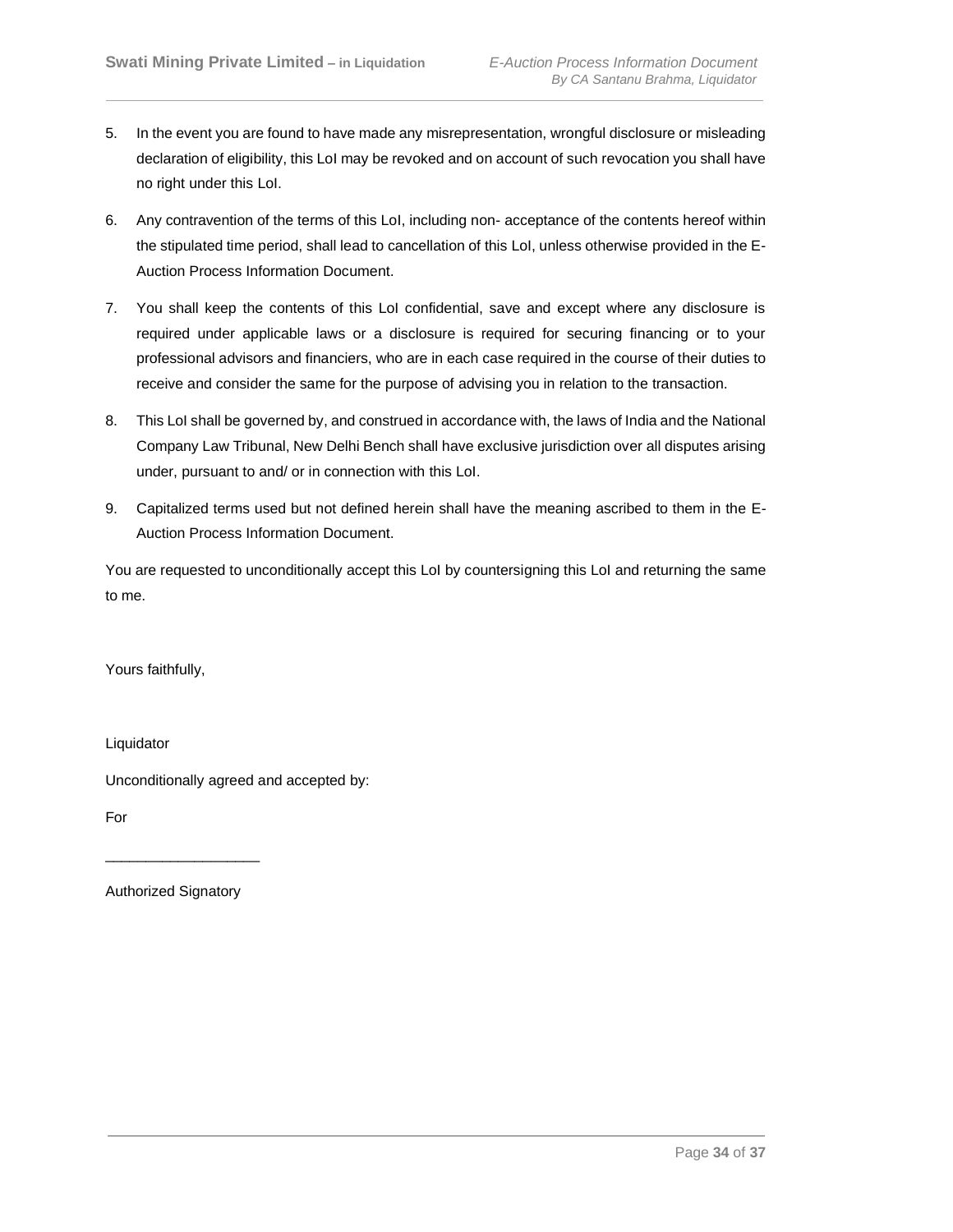5. In the event you are found to have made any misrepresentation, wrongful disclosure or misleading declaration of eligibility, this LoI may be revoked and on account of such revocation you shall have no right under this LoI.

6. Any contravention of the terms of this LoI, including non- acceptance of the contents hereof within the stipulated time period, shall lead to cancellation of this LoI, unless otherwise provided in the E-Auction Process Information Document.

7. You shall keep the contents of this LoI confidential, save and except where any disclosure is required under applicable laws or a disclosure is required for securing financing or to your professional advisors and financiers, who are in each case required in the course of their duties to receive and consider the same for the purpose of advising you in relation to the transaction.

8. This LoI shall be governed by, and construed in accordance with, the laws of India and the National Company Law Tribunal, New Delhi Bench shall have exclusive jurisdiction over all disputes arising under, pursuant to and/ or in connection with this LoI.

9. Capitalized terms used but not defined herein shall have the meaning ascribed to them in the E-Auction Process Information Document.

You are requested to unconditionally accept this LoI by countersigning this LoI and returning the same to me.

Yours faithfully,

Liquidator

Unconditionally agreed and accepted by:

For

___________________

Authorized Signatory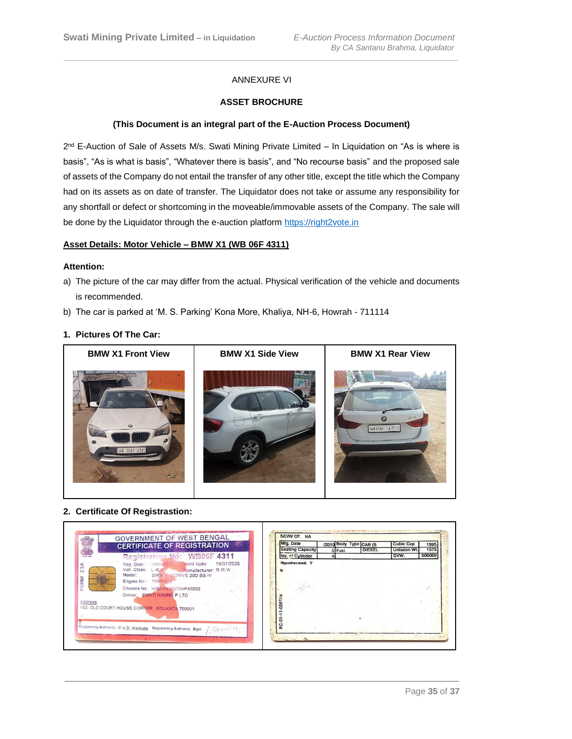ANNEXURE VI

**ASSET BROCHURE**

**(This Document is an integral part of the E-Auction Process Document)**

2nd E-Auction of Sale of Assets M/s. Swati Mining Private Limited – In Liquidation on "As is where is basis", "As is what is basis", "Whatever there is basis", and "No recourse basis" and the proposed sale of assets of the Company do not entail the transfer of any other title, except the title which the Company had on its assets as on date of transfer. The Liquidator does not take or assume any responsibility for any shortfall or defect or shortcoming in the moveable/immovable assets of the Company. The sale will be done by the Liquidator through the e-auction platform https://right2vote.in

**Asset Details: Motor Vehicle – BMW X1 (WB 06F 4311)**

**Attention:**

a) The picture of the car may differ from the actual. Physical verification of the vehicle and documents is recommended.

b) The car is parked at 'M. S. Parking' Kona More, Khaliya, NH-6, Howrah - 711114

**1. Pictures Of The Car:**

| BMW X1 Front View | BMW X1 Side View | BMW X1 Rear View |
|---|---|---|
| | | |

**2. Certificate Of Registrastion:**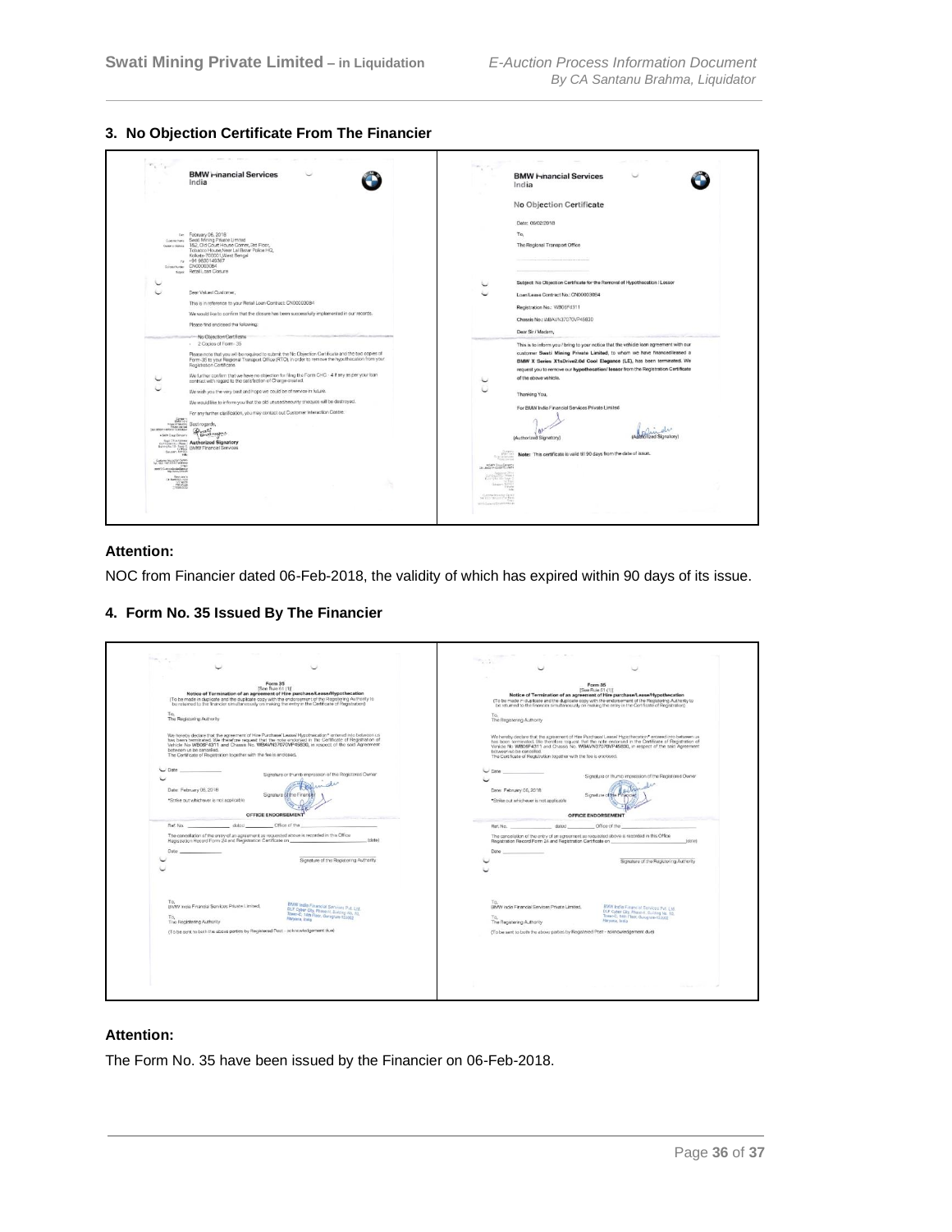## 3. No Objection Certificate From The Financier

| | |
|---|---|
| **BMW Financial Services India**<br><br>Date: February 06, 2018<br>Customer Name: Swati Mining Private Limited<br>Customer Address: 152, Old Court House Corner, 3rd Floor, Tobacco House,Near Lal Bazar Police HQ, Kolkata-700001,West Bengal<br>Tel: +91 9830149367<br>Contract Number: CN00003084<br>Subject: Retail Loan Closure<br><br>Dear Valued Customer,<br><br>This is in reference to your Retail Loan Contract: CN00003084<br><br>We would like to confirm that the closure has been successfully implemented in our records.<br><br>Please find enclosed the following:<br>- No Objection Certificate<br>- 2 Copies of Form - 35<br><br>Please note that you will be required to submit the No Objection Certificate and the two copies of Form-35 to your Regional Transport Office (RTO) in order to remove the hypothecation from your Registration Certificate.<br><br>We further confirm that we have no objection for filing the Form CHG - 4 if any as per your loan contract with regard to the satisfaction of Charge created.<br><br>We wish you the very best and hope we could be of service in future.<br><br>We would like to inform you that the old unused/security cheques will be destroyed.<br><br>For any further clarification, you may contact our Customer Interaction Centre.<br><br>Best regards,<br><br>Authorized Signatory<br>BMW Financial Services | **BMW Financial Services India**<br><br>**No Objection Certificate**<br><br>Date: 06/02/2018<br><br>To,<br>The Regional Transport Office<br><br>Subject: No Objection Certificate for the Removal of Hypothecation / Lessor<br><br>Loan/Lease Contract No.: CN00003084<br><br>Registration No.: WB06F4311<br><br>Chassis No.: WBAVN37070VP45830<br><br>Dear Sir / Madam,<br><br>This is to inform you / bring to your notice that the vehicle loan agreement with our customer **Swati Mining Private Limited**, to whom we have financed/leased a **BMW X Series X1sDrive2.0d Cool Elegance (LE)**, has been terminated. We request you to remove our **hypothecation/ lessor** from the Registration Certificate of the above vehicle.<br><br>Thanking You,<br><br>For BMW India Financial Services Private Limited<br><br>(Authorized Signatory) (Authorized Signatory)<br><br>**Note:** This certificate is valid till 90 days from the date of issue. |

**Attention:**

NOC from Financier dated 06-Feb-2018, the validity of which has expired within 90 days of its issue.

## 4. Form No. 35 Issued By The Financier

| | |
|---|---|
| **Form 35**<br>[See Rule 61 (1)]<br>**Notice of Termination of an agreement of Hire purchase/Lease/Hypothecation**<br>(To be made in duplicate and the duplicate copy with the endorsement of the Registering Authority to be returned to the financier simultaneously on making the entry in the Certificate of Registration)<br><br>To,<br>The Registering Authority<br><br>We hereby declare that the agreement of Hire Purchase/ Lease/ Hypothecation* entered into between us has been terminated. We therefore request that the note endorsed in the Certificate of Registration of Vehicle No. WB06F4311 and Chassis No. WBAVN37070VP45830, in respect of the said Agreement between us be cancelled.<br>The Certificate of Registration together with the fee is enclosed.<br><br>Date: ____ Signature or thumb impression of the Registered Owner<br><br>Date: February 06, 2018 Signature of the Financier<br><br>*Strike out whichever is not applicable<br><br>**OFFICE ENDORSEMENT**<br><br>Ref. No. ____ dated ____ Office of the ____<br><br>The cancellation of the entry of an agreement as requested above is recorded in this Office Registration Record Form 24 and Registration Certificate on ____ (date)<br><br>Date: ____ Signature of the Registering Authority<br><br>To,<br>BMW India Financial Services Private Limited.<br><br>To,<br>The Registering Authority<br><br>(To be sent to both the above parties by Registered Post - acknowledgement due) | **Form 35**<br>[See Rule 61 (1)]<br>**Notice of Termination of an agreement of Hire purchase/Lease/Hypothecation**<br>(To be made in duplicate and the duplicate copy with the endorsement of the Registering Authority to be returned to the financier simultaneously on making the entry in the Certificate of Registration)<br><br>To,<br>The Registering Authority<br><br>We hereby declare that the agreement of Hire Purchase/ Lease/ Hypothecation* entered into between us has been terminated. We therefore request that the note endorsed in the Certificate of Registration of Vehicle No. WB06F4311 and Chassis No. WBAVN37070VP45830, in respect of the said Agreement between us be cancelled.<br>The Certificate of Registration together with the fee is enclosed.<br><br>Date: ____ Signature or thumb impression of the Registered Owner<br><br>Date: February 06, 2018 Signature of the Financier<br><br>*Strike out whichever is not applicable<br><br>**OFFICE ENDORSEMENT**<br><br>Ref. No. ____ dated ____ Office of the ____<br><br>The cancellation of the entry of an agreement as requested above is recorded in this Office Registration Record Form 24 and Registration Certificate on ____ (date)<br><br>Date: ____ Signature of the Registering Authority<br><br>To,<br>BMW India Financial Services Private Limited.<br><br>To,<br>The Registering Authority<br><br>(To be sent to both the above parties by Registered Post - acknowledgement due) |

**Attention:**

The Form No. 35 have been issued by the Financier on 06-Feb-2018.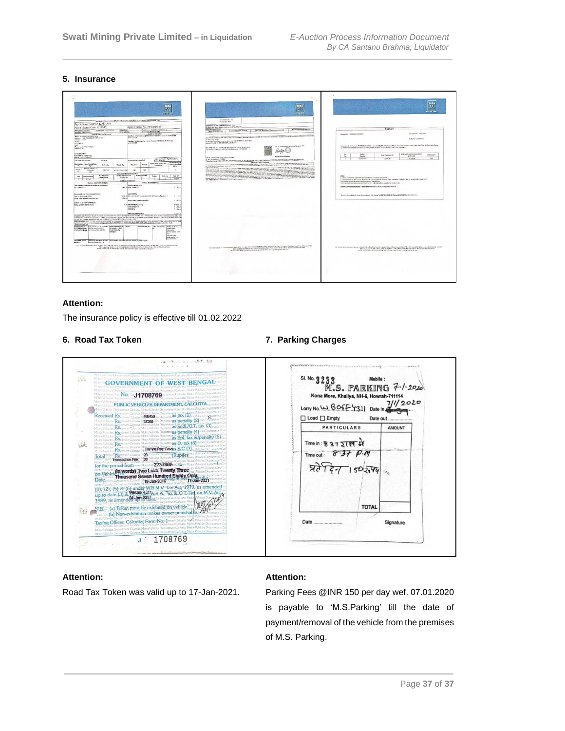## 5. Insurance

**Attention:**

The insurance policy is effective till 01.02.2022

## 6. Road Tax Token

**Attention:**

Road Tax Token was valid up to 17-Jan-2021.

## 7. Parking Charges

**Attention:**

Parking Fees @INR 150 per day wef. 07.01.2020 is payable to 'M.S.Parking' till the date of payment/removal of the vehicle from the premises of M.S. Parking.